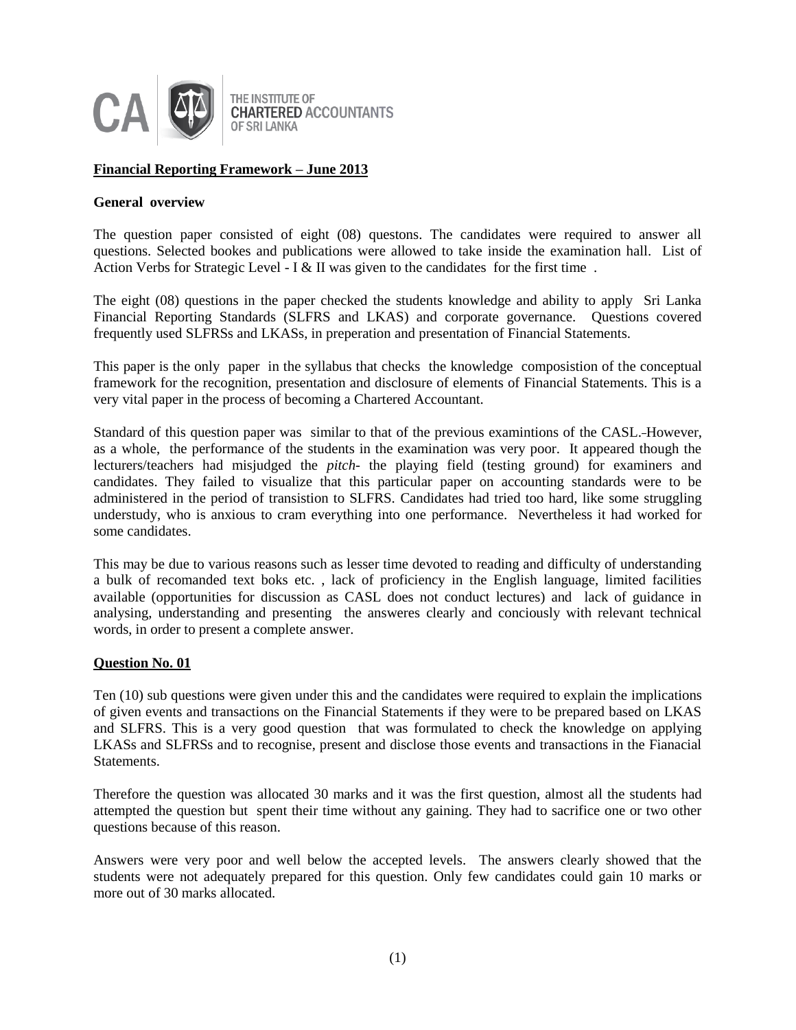THE INSTITUTE OF CHARTERED ACCOUNTANTS OF SRI LANKA

## Financial Reporting Framework – June 2013

### General overview

The question paper consisted of eight (08) questons. The candidates were required to answer all questions. Selected bookes and publications were allowed to take inside the examination hall. List of Action Verbs for Strategic Level - I & II was given to the candidates for the first time .

The eight (08) questions in the paper checked the students knowledge and ability to apply Sri Lanka Financial Reporting Standards (SLFRS and LKAS) and corporate governance. Questions covered frequently used SLFRSs and LKASs, in preperation and presentation of Financial Statements.

This paper is the only paper in the syllabus that checks the knowledge composistion of the conceptual framework for the recognition, presentation and disclosure of elements of Financial Statements. This is a very vital paper in the process of becoming a Chartered Accountant.

Standard of this question paper was similar to that of the previous examintions of the CASL. However, as a whole, the performance of the students in the examination was very poor. It appeared though the lecturers/teachers had misjudged the *pitch*- the playing field (testing ground) for examiners and candidates. They failed to visualize that this particular paper on accounting standards were to be administered in the period of transistion to SLFRS. Candidates had tried too hard, like some struggling understudy, who is anxious to cram everything into one performance. Nevertheless it had worked for some candidates.

This may be due to various reasons such as lesser time devoted to reading and difficulty of understanding a bulk of recomanded text boks etc. , lack of proficiency in the English language, limited facilities available (opportunities for discussion as CASL does not conduct lectures) and lack of guidance in analysing, understanding and presenting the answeres clearly and conciously with relevant technical words, in order to present a complete answer.

### Question No. 01

Ten (10) sub questions were given under this and the candidates were required to explain the implications of given events and transactions on the Financial Statements if they were to be prepared based on LKAS and SLFRS. This is a very good question that was formulated to check the knowledge on applying LKASs and SLFRSs and to recognise, present and disclose those events and transactions in the Fianacial Statements.

Therefore the question was allocated 30 marks and it was the first question, almost all the students had attempted the question but spent their time without any gaining. They had to sacrifice one or two other questions because of this reason.

Answers were very poor and well below the accepted levels. The answers clearly showed that the students were not adequately prepared for this question. Only few candidates could gain 10 marks or more out of 30 marks allocated.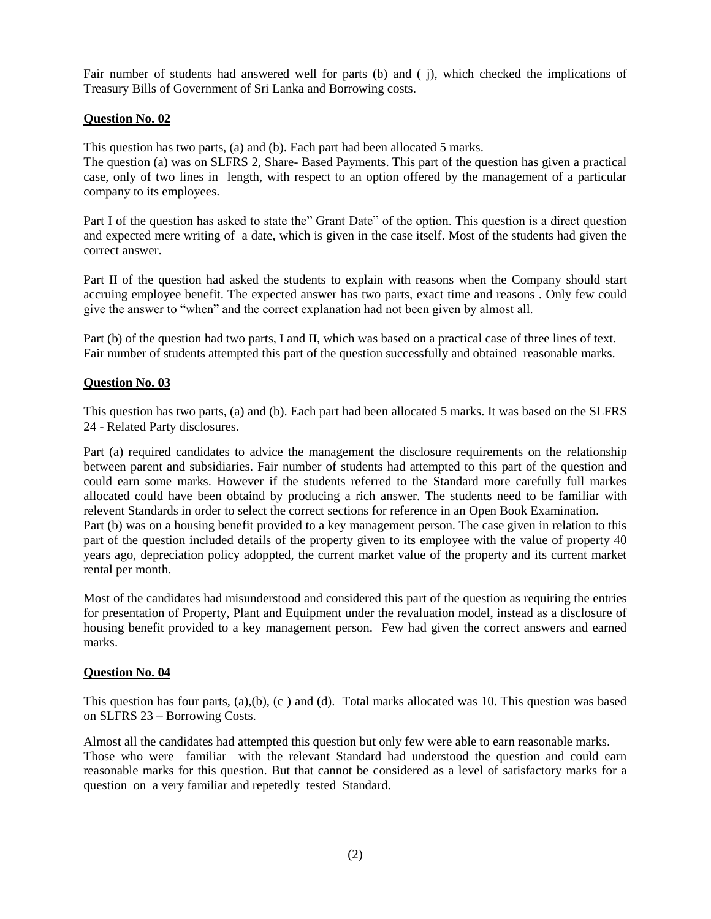Fair number of students had answered well for parts (b) and ( j), which checked the implications of Treasury Bills of Government of Sri Lanka and Borrowing costs.

**Question No. 02**

This question has two parts, (a) and (b). Each part had been allocated 5 marks.
The question (a) was on SLFRS 2, Share- Based Payments. This part of the question has given a practical case, only of two lines in length, with respect to an option offered by the management of a particular company to its employees.

Part I of the question has asked to state the" Grant Date" of the option. This question is a direct question and expected mere writing of a date, which is given in the case itself. Most of the students had given the correct answer.

Part II of the question had asked the students to explain with reasons when the Company should start accruing employee benefit. The expected answer has two parts, exact time and reasons . Only few could give the answer to "when" and the correct explanation had not been given by almost all.

Part (b) of the question had two parts, I and II, which was based on a practical case of three lines of text. Fair number of students attempted this part of the question successfully and obtained reasonable marks.

**Question No. 03**

This question has two parts, (a) and (b). Each part had been allocated 5 marks. It was based on the SLFRS 24 - Related Party disclosures.

Part (a) required candidates to advice the management the disclosure requirements on the relationship between parent and subsidiaries. Fair number of students had attempted to this part of the question and could earn some marks. However if the students referred to the Standard more carefully full markes allocated could have been obtaind by producing a rich answer. The students need to be familiar with relevent Standards in order to select the correct sections for reference in an Open Book Examination.
Part (b) was on a housing benefit provided to a key management person. The case given in relation to this part of the question included details of the property given to its employee with the value of property 40 years ago, depreciation policy adoppted, the current market value of the property and its current market rental per month.

Most of the candidates had misunderstood and considered this part of the question as requiring the entries for presentation of Property, Plant and Equipment under the revaluation model, instead as a disclosure of housing benefit provided to a key management person. Few had given the correct answers and earned marks.

**Question No. 04**

This question has four parts, (a),(b), (c ) and (d). Total marks allocated was 10. This question was based on SLFRS 23 – Borrowing Costs.

Almost all the candidates had attempted this question but only few were able to earn reasonable marks.
Those who were familiar with the relevant Standard had understood the question and could earn reasonable marks for this question. But that cannot be considered as a level of satisfactory marks for a question on a very familiar and repetedly tested Standard.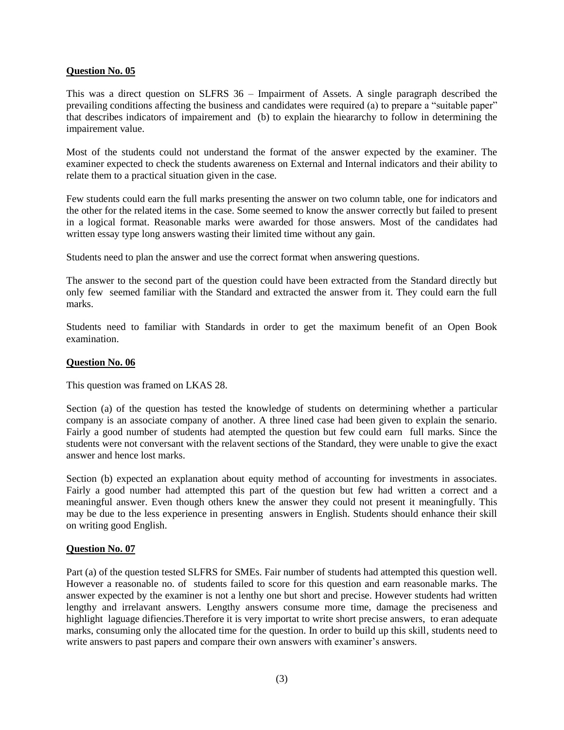**Question No. 05**

This was a direct question on SLFRS 36 – Impairment of Assets. A single paragraph described the prevailing conditions affecting the business and candidates were required (a) to prepare a "suitable paper" that describes indicators of impairement and (b) to explain the hieararchy to follow in determining the impairement value.

Most of the students could not understand the format of the answer expected by the examiner. The examiner expected to check the students awareness on External and Internal indicators and their ability to relate them to a practical situation given in the case.

Few students could earn the full marks presenting the answer on two column table, one for indicators and the other for the related items in the case. Some seemed to know the answer correctly but failed to present in a logical format. Reasonable marks were awarded for those answers. Most of the candidates had written essay type long answers wasting their limited time without any gain.

Students need to plan the answer and use the correct format when answering questions.

The answer to the second part of the question could have been extracted from the Standard directly but only few seemed familiar with the Standard and extracted the answer from it. They could earn the full marks.

Students need to familiar with Standards in order to get the maximum benefit of an Open Book examination.

**Question No. 06**

This question was framed on LKAS 28.

Section (a) of the question has tested the knowledge of students on determining whether a particular company is an associate company of another. A three lined case had been given to explain the senario. Fairly a good number of students had atempted the question but few could earn full marks. Since the students were not conversant with the relavent sections of the Standard, they were unable to give the exact answer and hence lost marks.

Section (b) expected an explanation about equity method of accounting for investments in associates. Fairly a good number had attempted this part of the question but few had written a correct and a meaningful answer. Even though others knew the answer they could not present it meaningfully. This may be due to the less experience in presenting answers in English. Students should enhance their skill on writing good English.

**Question No. 07**

Part (a) of the question tested SLFRS for SMEs. Fair number of students had attempted this question well. However a reasonable no. of students failed to score for this question and earn reasonable marks. The answer expected by the examiner is not a lenthy one but short and precise. However students had written lengthy and irrelavant answers. Lengthy answers consume more time, damage the preciseness and highlight laguage difiencies.Therefore it is very importat to write short precise answers, to eran adequate marks, consuming only the allocated time for the question. In order to build up this skill, students need to write answers to past papers and compare their own answers with examiner's answers.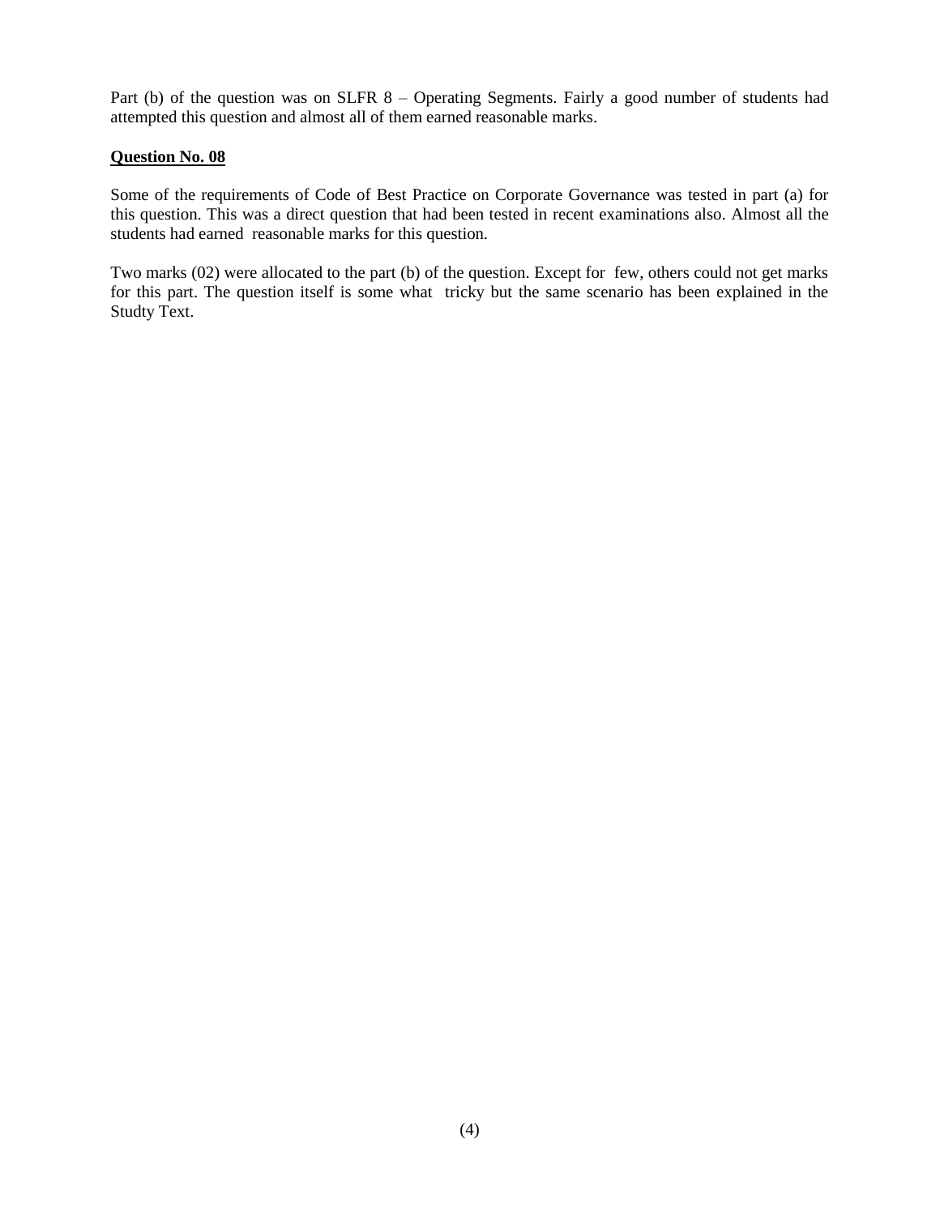Part (b) of the question was on SLFR 8 – Operating Segments. Fairly a good number of students had attempted this question and almost all of them earned reasonable marks.

**Question No. 08**

Some of the requirements of Code of Best Practice on Corporate Governance was tested in part (a) for this question. This was a direct question that had been tested in recent examinations also. Almost all the students had earned reasonable marks for this question.

Two marks (02) were allocated to the part (b) of the question. Except for few, others could not get marks for this part. The question itself is some what tricky but the same scenario has been explained in the Studty Text.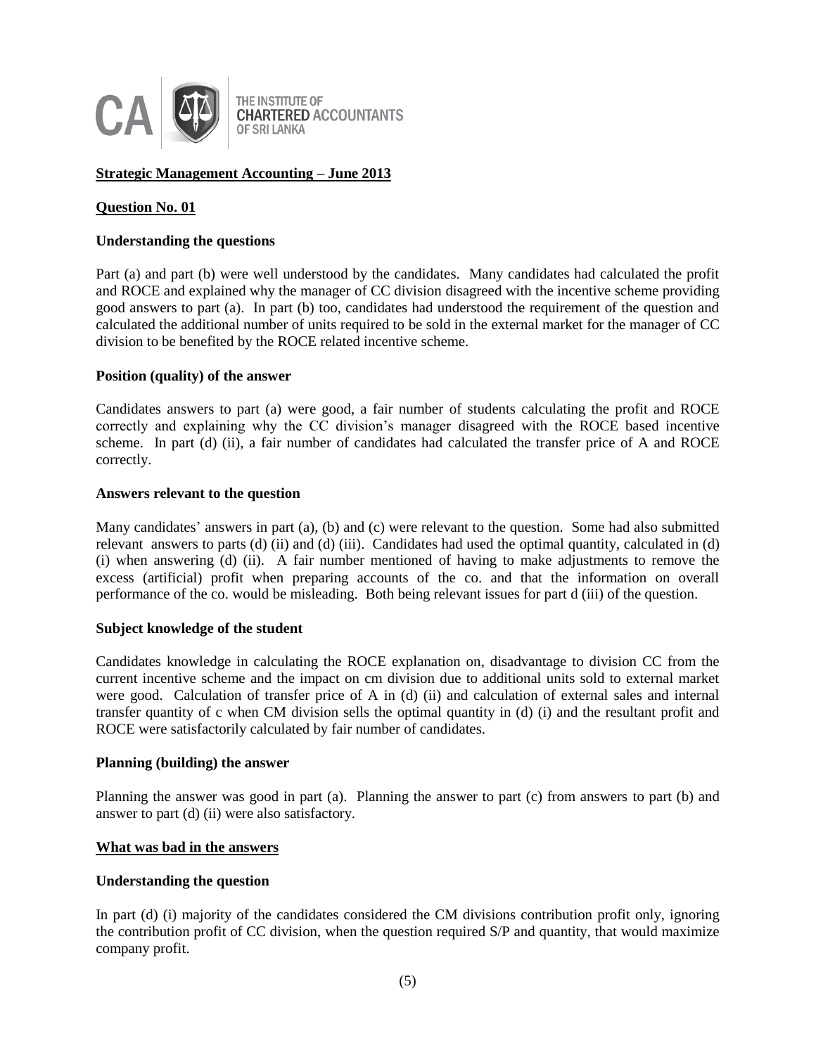THE INSTITUTE OF **CHARTERED** ACCOUNTANTS OF SRI LANKA

**Strategic Management Accounting – June 2013**

**Question No. 01**

**Understanding the questions**

Part (a) and part (b) were well understood by the candidates. Many candidates had calculated the profit and ROCE and explained why the manager of CC division disagreed with the incentive scheme providing good answers to part (a). In part (b) too, candidates had understood the requirement of the question and calculated the additional number of units required to be sold in the external market for the manager of CC division to be benefited by the ROCE related incentive scheme.

**Position (quality) of the answer**

Candidates answers to part (a) were good, a fair number of students calculating the profit and ROCE correctly and explaining why the CC division's manager disagreed with the ROCE based incentive scheme. In part (d) (ii), a fair number of candidates had calculated the transfer price of A and ROCE correctly.

**Answers relevant to the question**

Many candidates' answers in part (a), (b) and (c) were relevant to the question. Some had also submitted relevant answers to parts (d) (ii) and (d) (iii). Candidates had used the optimal quantity, calculated in (d) (i) when answering (d) (ii). A fair number mentioned of having to make adjustments to remove the excess (artificial) profit when preparing accounts of the co. and that the information on overall performance of the co. would be misleading. Both being relevant issues for part d (iii) of the question.

**Subject knowledge of the student**

Candidates knowledge in calculating the ROCE explanation on, disadvantage to division CC from the current incentive scheme and the impact on cm division due to additional units sold to external market were good. Calculation of transfer price of A in (d) (ii) and calculation of external sales and internal transfer quantity of c when CM division sells the optimal quantity in (d) (i) and the resultant profit and ROCE were satisfactorily calculated by fair number of candidates.

**Planning (building) the answer**

Planning the answer was good in part (a). Planning the answer to part (c) from answers to part (b) and answer to part (d) (ii) were also satisfactory.

**What was bad in the answers**

**Understanding the question**

In part (d) (i) majority of the candidates considered the CM divisions contribution profit only, ignoring the contribution profit of CC division, when the question required S/P and quantity, that would maximize company profit.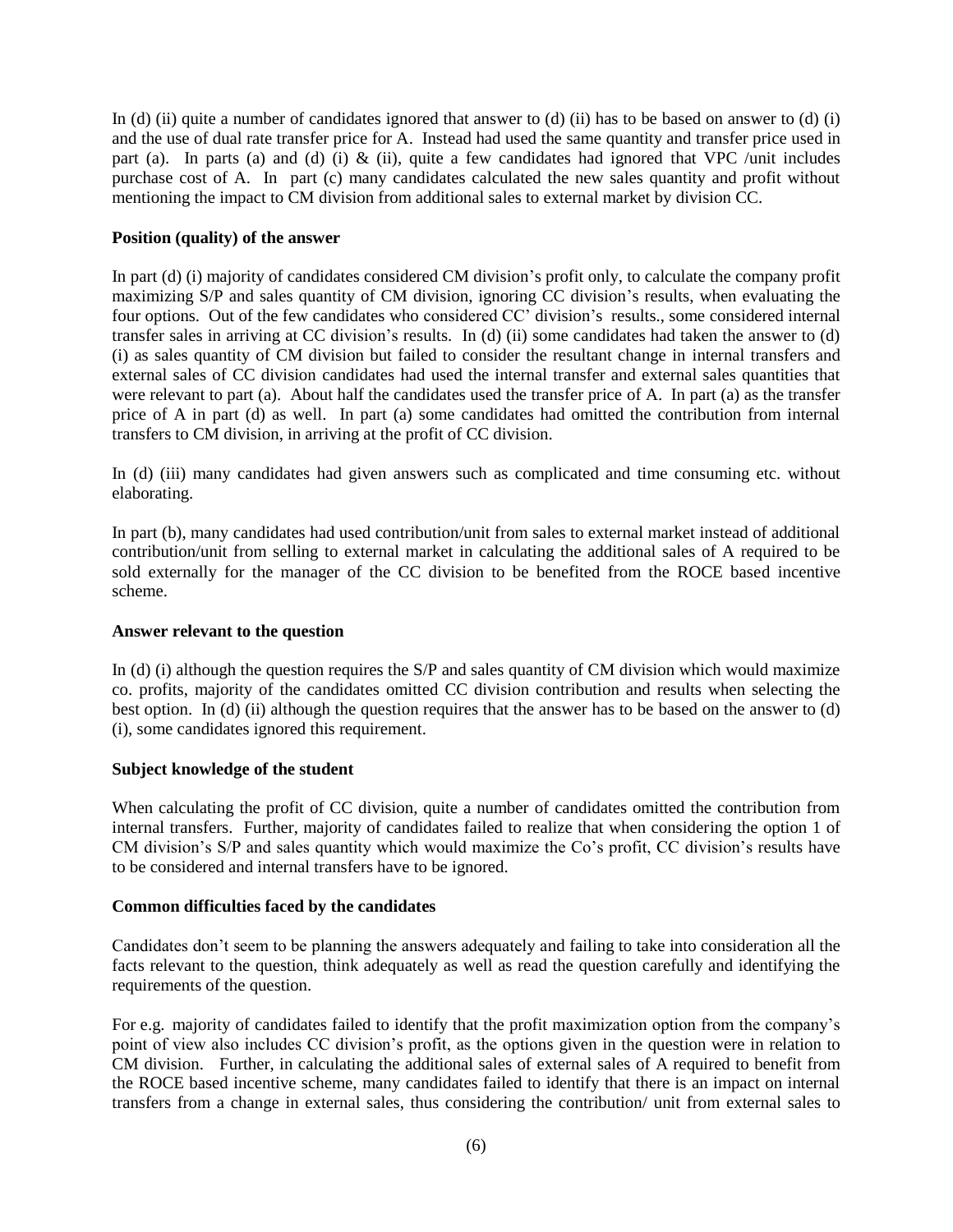In (d) (ii) quite a number of candidates ignored that answer to (d) (ii) has to be based on answer to (d) (i) and the use of dual rate transfer price for A. Instead had used the same quantity and transfer price used in part (a). In parts (a) and (d) (i) & (ii), quite a few candidates had ignored that VPC /unit includes purchase cost of A. In part (c) many candidates calculated the new sales quantity and profit without mentioning the impact to CM division from additional sales to external market by division CC.

**Position (quality) of the answer**

In part (d) (i) majority of candidates considered CM division's profit only, to calculate the company profit maximizing S/P and sales quantity of CM division, ignoring CC division's results, when evaluating the four options. Out of the few candidates who considered CC' division's results., some considered internal transfer sales in arriving at CC division's results. In (d) (ii) some candidates had taken the answer to (d) (i) as sales quantity of CM division but failed to consider the resultant change in internal transfers and external sales of CC division candidates had used the internal transfer and external sales quantities that were relevant to part (a). About half the candidates used the transfer price of A. In part (a) as the transfer price of A in part (d) as well. In part (a) some candidates had omitted the contribution from internal transfers to CM division, in arriving at the profit of CC division.

In (d) (iii) many candidates had given answers such as complicated and time consuming etc. without elaborating.

In part (b), many candidates had used contribution/unit from sales to external market instead of additional contribution/unit from selling to external market in calculating the additional sales of A required to be sold externally for the manager of the CC division to be benefited from the ROCE based incentive scheme.

**Answer relevant to the question**

In (d) (i) although the question requires the S/P and sales quantity of CM division which would maximize co. profits, majority of the candidates omitted CC division contribution and results when selecting the best option. In (d) (ii) although the question requires that the answer has to be based on the answer to (d) (i), some candidates ignored this requirement.

**Subject knowledge of the student**

When calculating the profit of CC division, quite a number of candidates omitted the contribution from internal transfers. Further, majority of candidates failed to realize that when considering the option 1 of CM division's S/P and sales quantity which would maximize the Co's profit, CC division's results have to be considered and internal transfers have to be ignored.

**Common difficulties faced by the candidates**

Candidates don't seem to be planning the answers adequately and failing to take into consideration all the facts relevant to the question, think adequately as well as read the question carefully and identifying the requirements of the question.

For e.g. majority of candidates failed to identify that the profit maximization option from the company's point of view also includes CC division's profit, as the options given in the question were in relation to CM division. Further, in calculating the additional sales of external sales of A required to benefit from the ROCE based incentive scheme, many candidates failed to identify that there is an impact on internal transfers from a change in external sales, thus considering the contribution/ unit from external sales to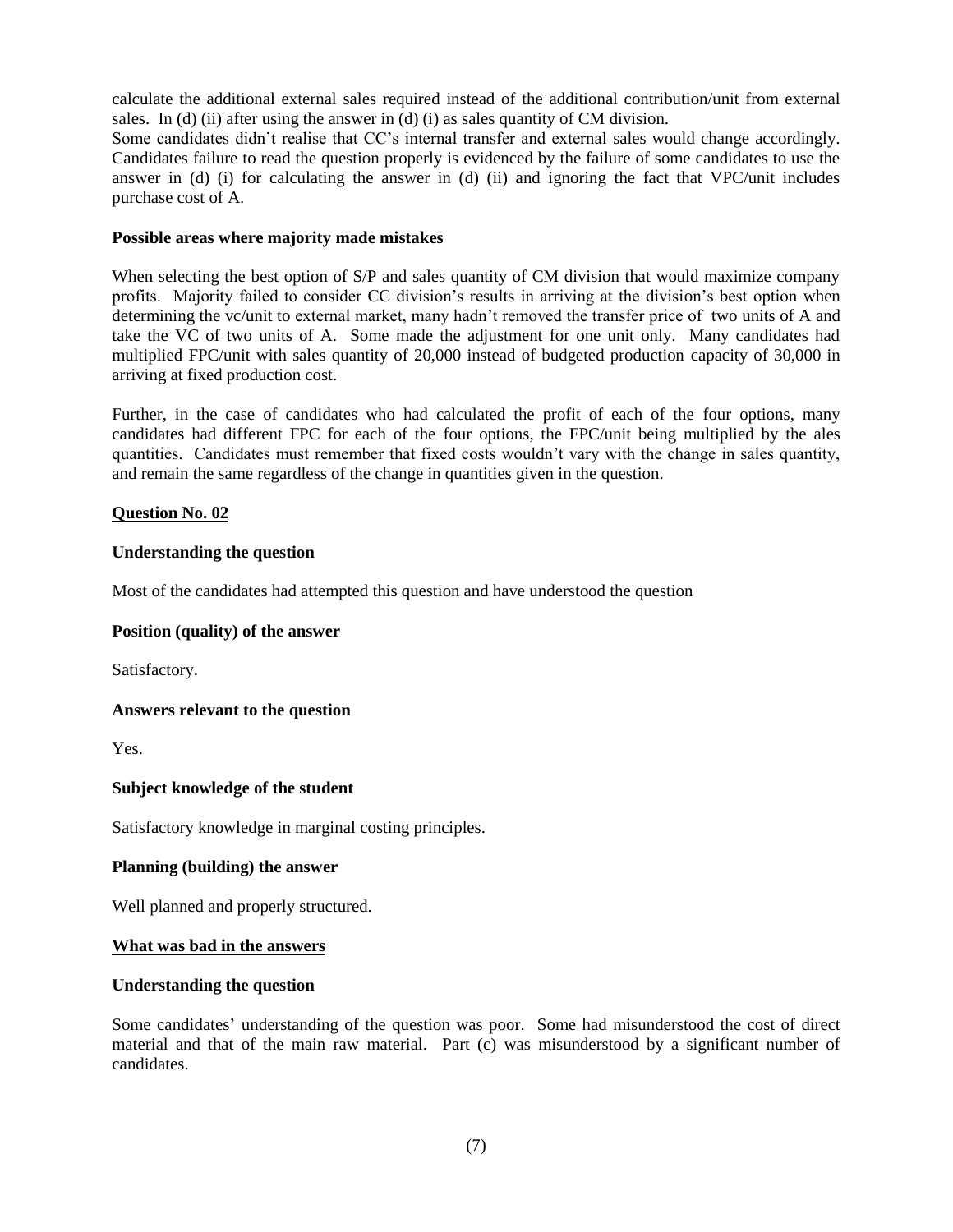calculate the additional external sales required instead of the additional contribution/unit from external sales. In (d) (ii) after using the answer in (d) (i) as sales quantity of CM division.

Some candidates didn't realise that CC's internal transfer and external sales would change accordingly. Candidates failure to read the question properly is evidenced by the failure of some candidates to use the answer in (d) (i) for calculating the answer in (d) (ii) and ignoring the fact that VPC/unit includes purchase cost of A.

**Possible areas where majority made mistakes**

When selecting the best option of S/P and sales quantity of CM division that would maximize company profits. Majority failed to consider CC division's results in arriving at the division's best option when determining the vc/unit to external market, many hadn't removed the transfer price of two units of A and take the VC of two units of A. Some made the adjustment for one unit only. Many candidates had multiplied FPC/unit with sales quantity of 20,000 instead of budgeted production capacity of 30,000 in arriving at fixed production cost.

Further, in the case of candidates who had calculated the profit of each of the four options, many candidates had different FPC for each of the four options, the FPC/unit being multiplied by the ales quantities. Candidates must remember that fixed costs wouldn't vary with the change in sales quantity, and remain the same regardless of the change in quantities given in the question.

## Question No. 02

**Understanding the question**

Most of the candidates had attempted this question and have understood the question

**Position (quality) of the answer**

Satisfactory.

**Answers relevant to the question**

Yes.

**Subject knowledge of the student**

Satisfactory knowledge in marginal costing principles.

**Planning (building) the answer**

Well planned and properly structured.

### What was bad in the answers

**Understanding the question**

Some candidates' understanding of the question was poor. Some had misunderstood the cost of direct material and that of the main raw material. Part (c) was misunderstood by a significant number of candidates.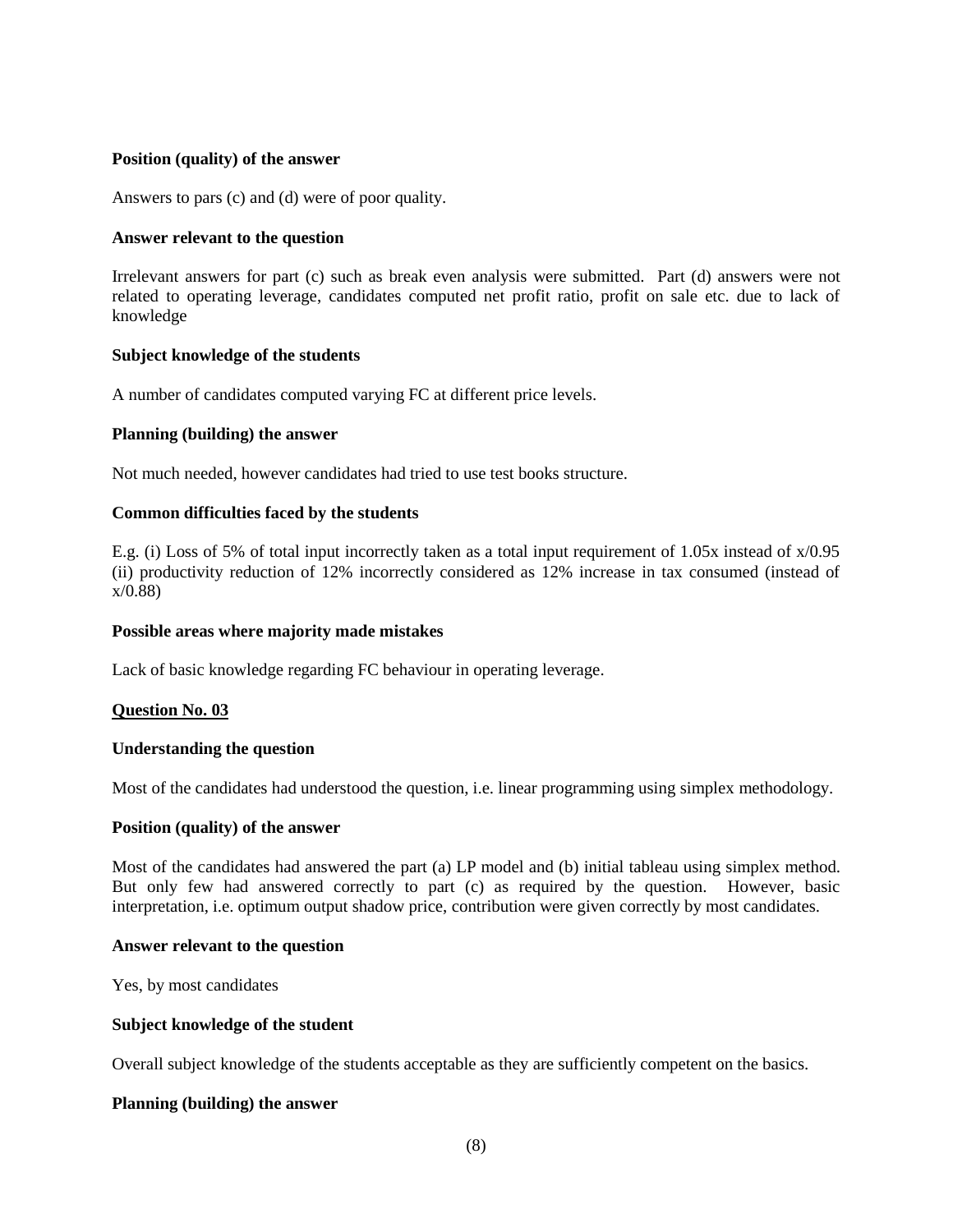**Position (quality) of the answer**

Answers to pars (c) and (d) were of poor quality.

**Answer relevant to the question**

Irrelevant answers for part (c) such as break even analysis were submitted. Part (d) answers were not related to operating leverage, candidates computed net profit ratio, profit on sale etc. due to lack of knowledge

**Subject knowledge of the students**

A number of candidates computed varying FC at different price levels.

**Planning (building) the answer**

Not much needed, however candidates had tried to use test books structure.

**Common difficulties faced by the students**

E.g. (i) Loss of 5% of total input incorrectly taken as a total input requirement of $1.05x$ instead of $x/0.95$ (ii) productivity reduction of 12% incorrectly considered as 12% increase in tax consumed (instead of $x/0.88$)

**Possible areas where majority made mistakes**

Lack of basic knowledge regarding FC behaviour in operating leverage.

**<u>Question No. 03</u>**

**Understanding the question**

Most of the candidates had understood the question, i.e. linear programming using simplex methodology.

**Position (quality) of the answer**

Most of the candidates had answered the part (a) LP model and (b) initial tableau using simplex method. But only few had answered correctly to part (c) as required by the question. However, basic interpretation, i.e. optimum output shadow price, contribution were given correctly by most candidates.

**Answer relevant to the question**

Yes, by most candidates

**Subject knowledge of the student**

Overall subject knowledge of the students acceptable as they are sufficiently competent on the basics.

**Planning (building) the answer**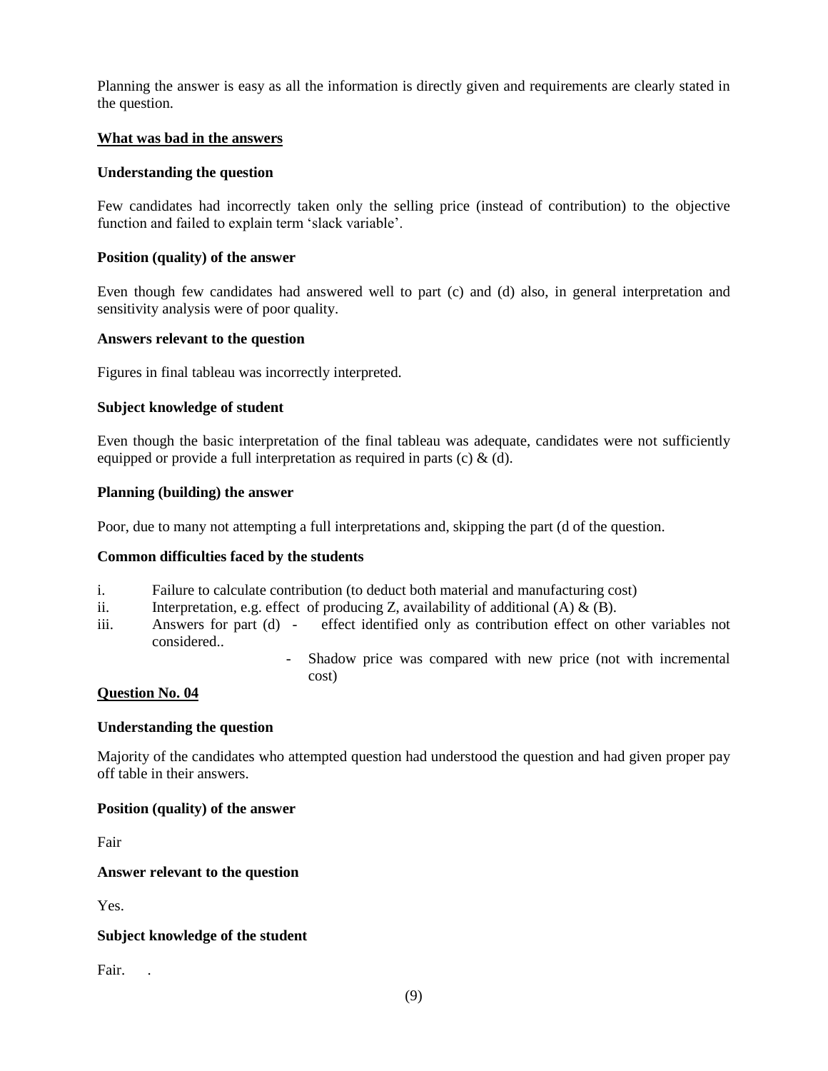Planning the answer is easy as all the information is directly given and requirements are clearly stated in the question.

**What was bad in the answers**

**Understanding the question**

Few candidates had incorrectly taken only the selling price (instead of contribution) to the objective function and failed to explain term 'slack variable'.

**Position (quality) of the answer**

Even though few candidates had answered well to part (c) and (d) also, in general interpretation and sensitivity analysis were of poor quality.

**Answers relevant to the question**

Figures in final tableau was incorrectly interpreted.

**Subject knowledge of student**

Even though the basic interpretation of the final tableau was adequate, candidates were not sufficiently equipped or provide a full interpretation as required in parts (c) & (d).

**Planning (building) the answer**

Poor, due to many not attempting a full interpretations and, skipping the part (d of the question.

**Common difficulties faced by the students**

i. Failure to calculate contribution (to deduct both material and manufacturing cost)

ii. Interpretation, e.g. effect of producing Z, availability of additional (A) & (B).

iii. Answers for part (d) - effect identified only as contribution effect on other variables not considered..

- Shadow price was compared with new price (not with incremental cost)

**Question No. 04**

**Understanding the question**

Majority of the candidates who attempted question had understood the question and had given proper pay off table in their answers.

**Position (quality) of the answer**

Fair

**Answer relevant to the question**

Yes.

**Subject knowledge of the student**

Fair. .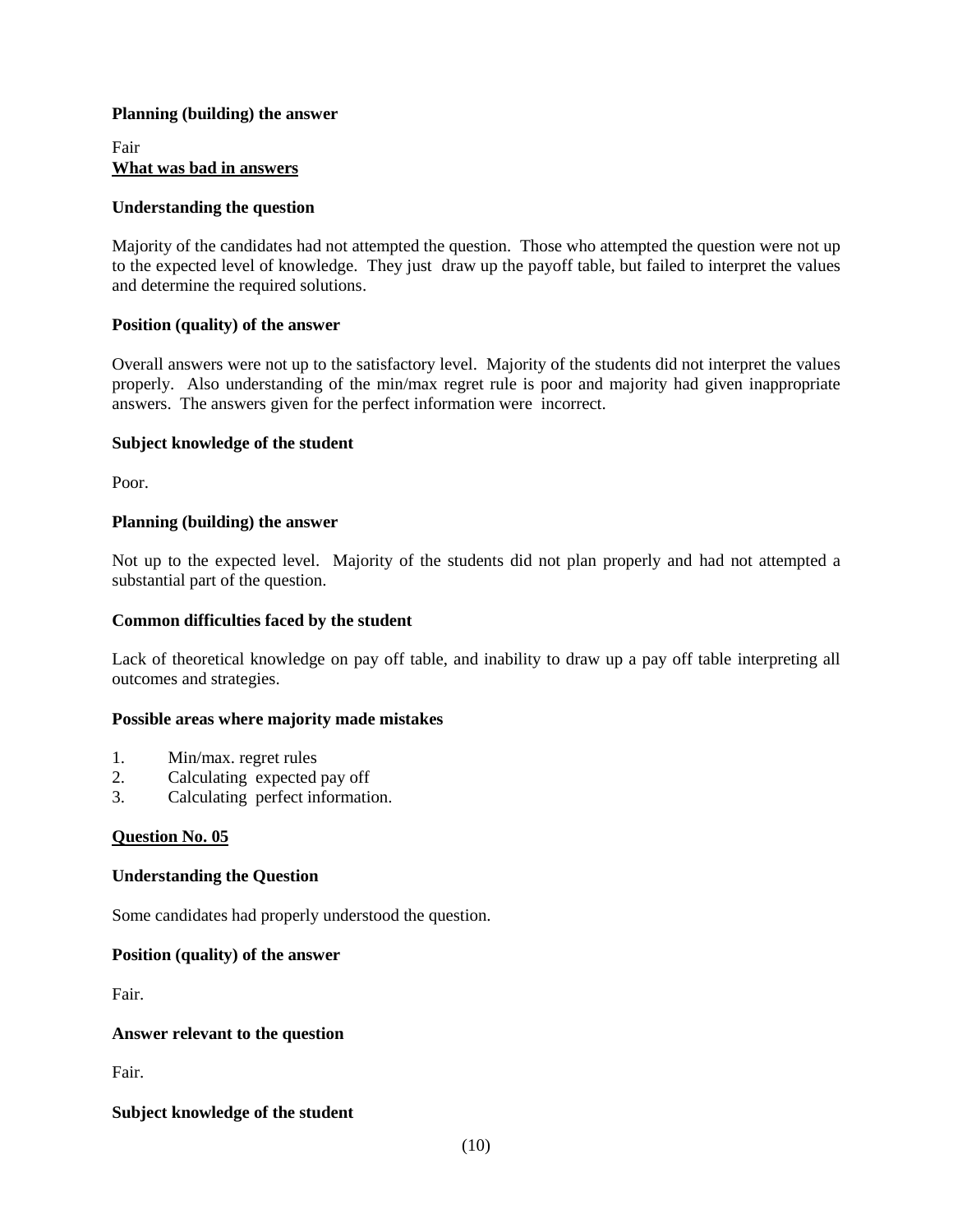**Planning (building) the answer**

Fair

**<u>What was bad in answers</u>**

**Understanding the question**

Majority of the candidates had not attempted the question. Those who attempted the question were not up to the expected level of knowledge. They just draw up the payoff table, but failed to interpret the values and determine the required solutions.

**Position (quality) of the answer**

Overall answers were not up to the satisfactory level. Majority of the students did not interpret the values properly. Also understanding of the min/max regret rule is poor and majority had given inappropriate answers. The answers given for the perfect information were incorrect.

**Subject knowledge of the student**

Poor.

**Planning (building) the answer**

Not up to the expected level. Majority of the students did not plan properly and had not attempted a substantial part of the question.

**Common difficulties faced by the student**

Lack of theoretical knowledge on pay off table, and inability to draw up a pay off table interpreting all outcomes and strategies.

**Possible areas where majority made mistakes**

1. Min/max. regret rules
2. Calculating expected pay off
3. Calculating perfect information.

**<u>Question No. 05</u>**

**Understanding the Question**

Some candidates had properly understood the question.

**Position (quality) of the answer**

Fair.

**Answer relevant to the question**

Fair.

**Subject knowledge of the student**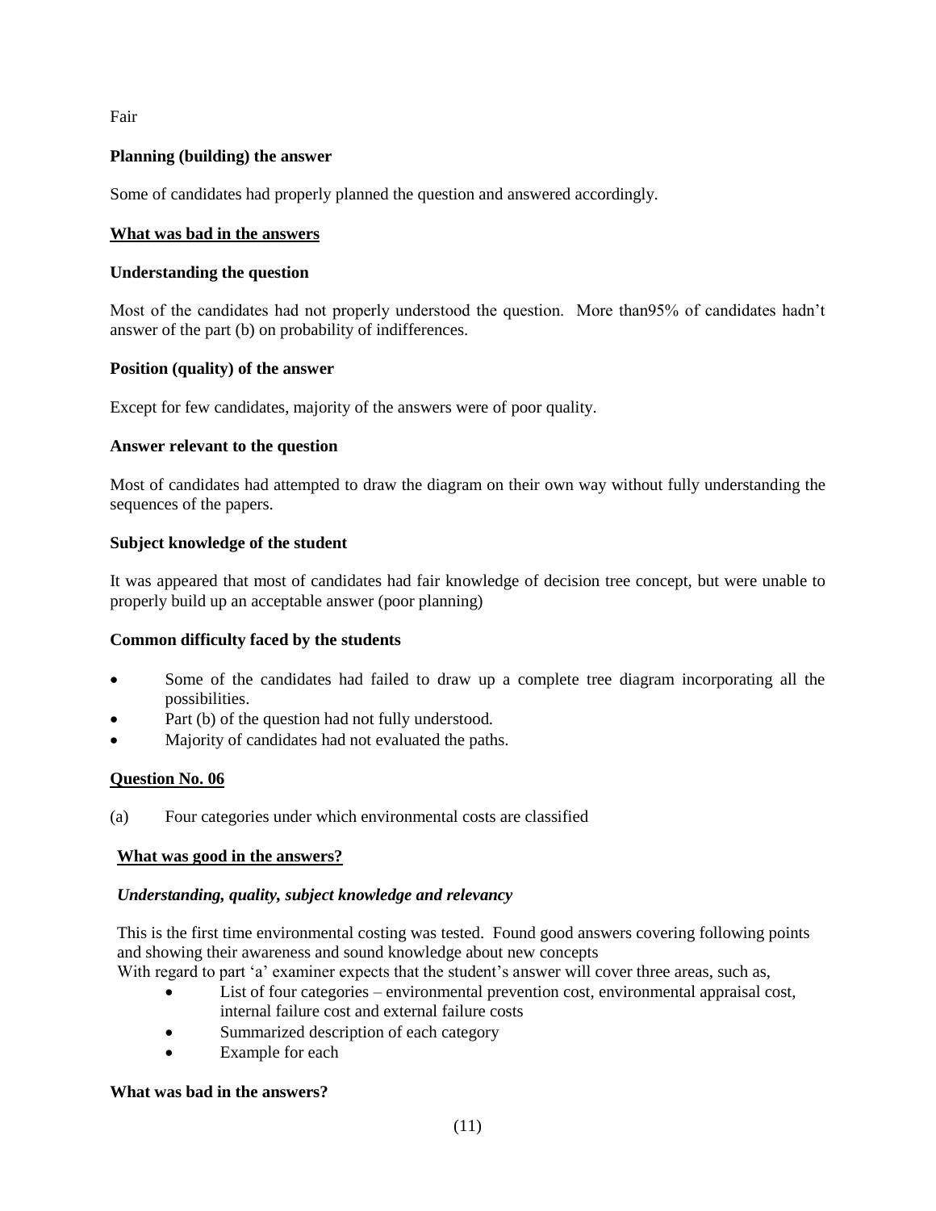Fair

**Planning (building) the answer**

Some of candidates had properly planned the question and answered accordingly.

**<u>What was bad in the answers</u>**

**Understanding the question**

Most of the candidates had not properly understood the question. More than95% of candidates hadn't answer of the part (b) on probability of indifferences.

**Position (quality) of the answer**

Except for few candidates, majority of the answers were of poor quality.

**Answer relevant to the question**

Most of candidates had attempted to draw the diagram on their own way without fully understanding the sequences of the papers.

**Subject knowledge of the student**

It was appeared that most of candidates had fair knowledge of decision tree concept, but were unable to properly build up an acceptable answer (poor planning)

**Common difficulty faced by the students**

- Some of the candidates had failed to draw up a complete tree diagram incorporating all the possibilities.
- Part (b) of the question had not fully understood.
- Majority of candidates had not evaluated the paths.

## <u>Question No. 06</u>

(a) Four categories under which environmental costs are classified

**<u>What was good in the answers?</u>**

***Understanding, quality, subject knowledge and relevancy***

This is the first time environmental costing was tested. Found good answers covering following points and showing their awareness and sound knowledge about new concepts
With regard to part 'a' examiner expects that the student's answer will cover three areas, such as,

- List of four categories – environmental prevention cost, environmental appraisal cost, internal failure cost and external failure costs
- Summarized description of each category
- Example for each

**What was bad in the answers?**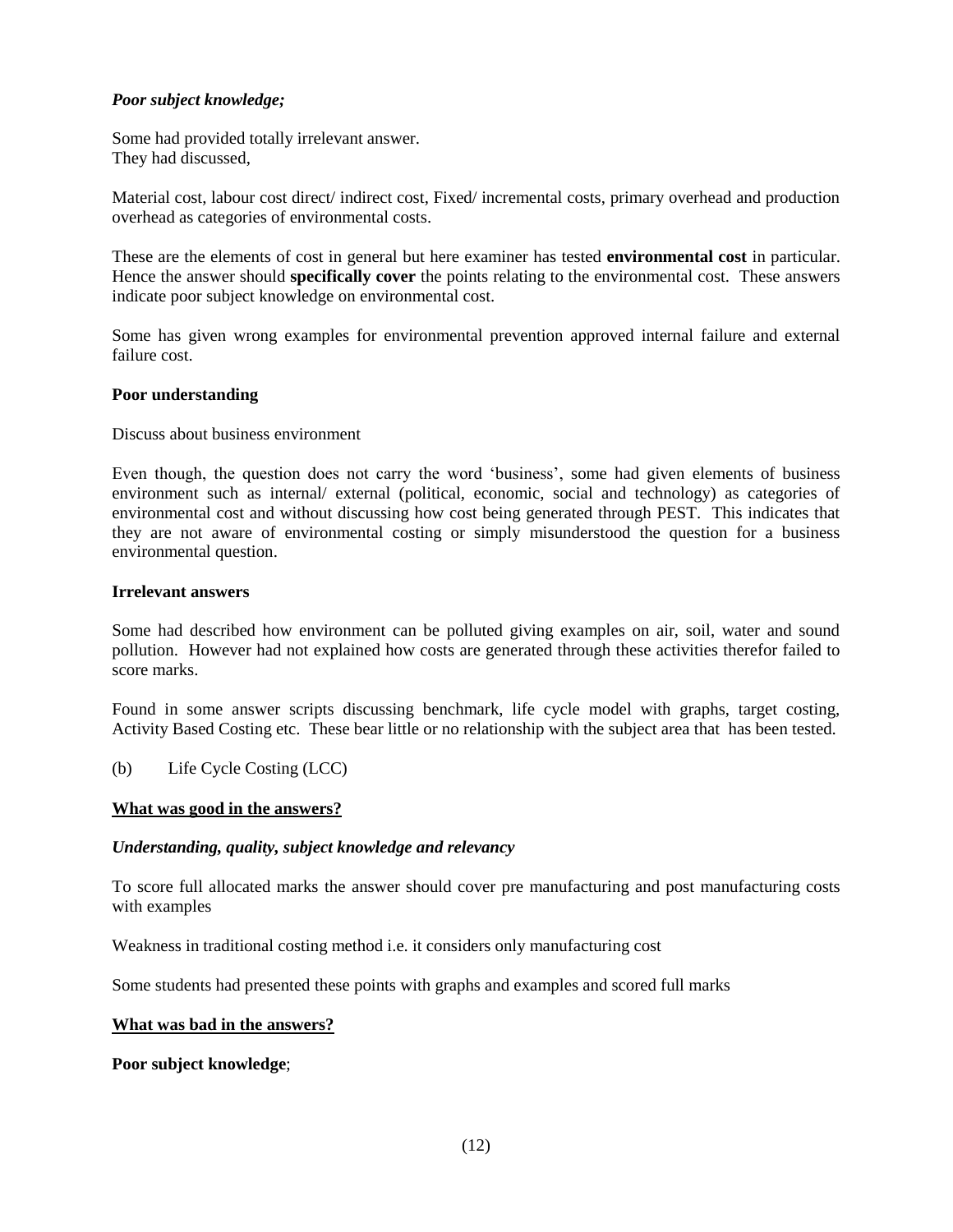***Poor subject knowledge;***

Some had provided totally irrelevant answer.
They had discussed,

Material cost, labour cost direct/ indirect cost, Fixed/ incremental costs, primary overhead and production overhead as categories of environmental costs.

These are the elements of cost in general but here examiner has tested **environmental cost** in particular. Hence the answer should **specifically cover** the points relating to the environmental cost. These answers indicate poor subject knowledge on environmental cost.

Some has given wrong examples for environmental prevention approved internal failure and external failure cost.

**Poor understanding**

Discuss about business environment

Even though, the question does not carry the word 'business', some had given elements of business environment such as internal/ external (political, economic, social and technology) as categories of environmental cost and without discussing how cost being generated through PEST. This indicates that they are not aware of environmental costing or simply misunderstood the question for a business environmental question.

**Irrelevant answers**

Some had described how environment can be polluted giving examples on air, soil, water and sound pollution. However had not explained how costs are generated through these activities therefor failed to score marks.

Found in some answer scripts discussing benchmark, life cycle model with graphs, target costing, Activity Based Costing etc. These bear little or no relationship with the subject area that has been tested.

(b) Life Cycle Costing (LCC)

**<u>What was good in the answers?</u>**

***Understanding, quality, subject knowledge and relevancy***

To score full allocated marks the answer should cover pre manufacturing and post manufacturing costs with examples

Weakness in traditional costing method i.e. it considers only manufacturing cost

Some students had presented these points with graphs and examples and scored full marks

**<u>What was bad in the answers?</u>**

**Poor subject knowledge**;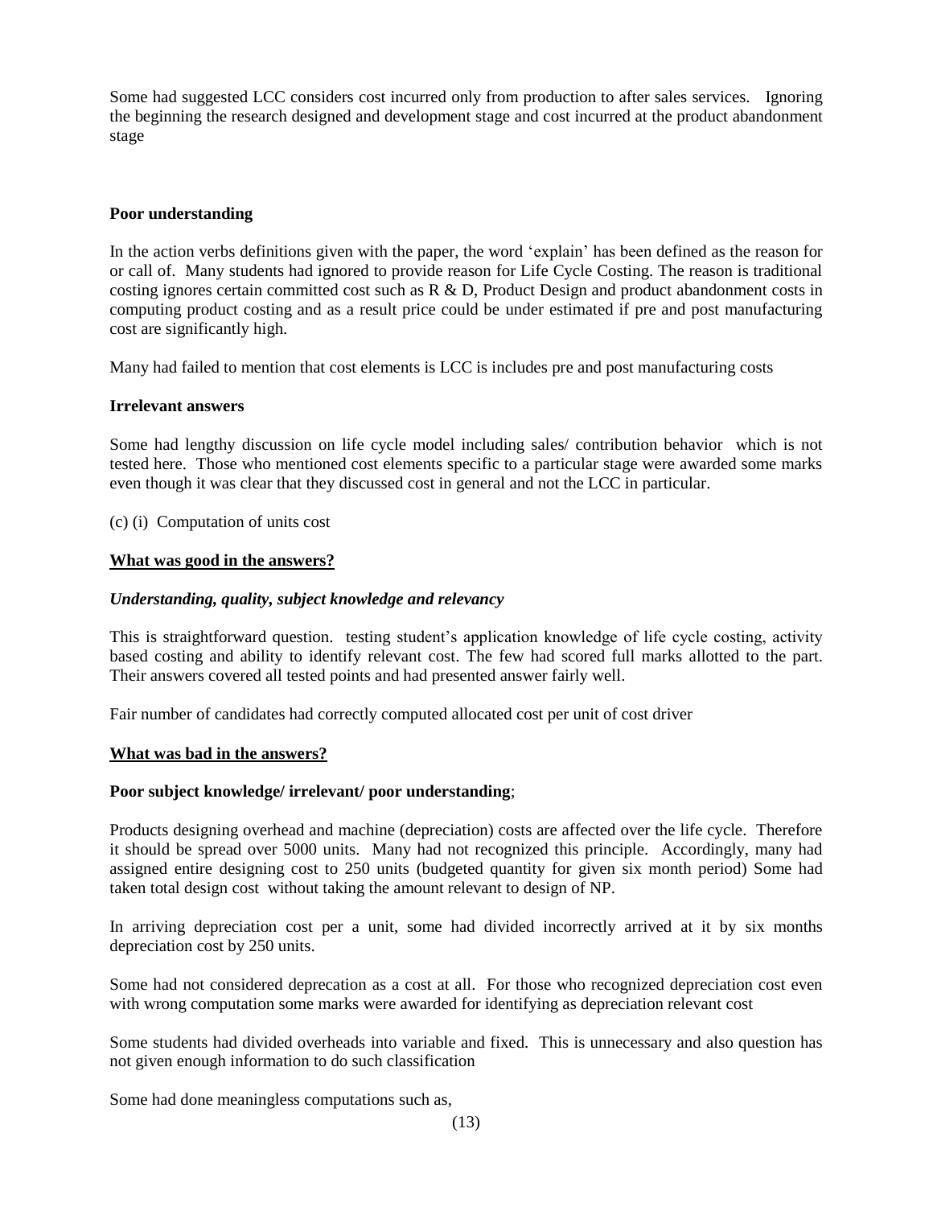Some had suggested LCC considers cost incurred only from production to after sales services. Ignoring the beginning the research designed and development stage and cost incurred at the product abandonment stage

**Poor understanding**

In the action verbs definitions given with the paper, the word 'explain' has been defined as the reason for or call of. Many students had ignored to provide reason for Life Cycle Costing. The reason is traditional costing ignores certain committed cost such as R & D, Product Design and product abandonment costs in computing product costing and as a result price could be under estimated if pre and post manufacturing cost are significantly high.

Many had failed to mention that cost elements is LCC is includes pre and post manufacturing costs

**Irrelevant answers**

Some had lengthy discussion on life cycle model including sales/ contribution behavior which is not tested here. Those who mentioned cost elements specific to a particular stage were awarded some marks even though it was clear that they discussed cost in general and not the LCC in particular.

(c) (i) Computation of units cost

**<u>What was good in the answers?</u>**

***Understanding, quality, subject knowledge and relevancy***

This is straightforward question. testing student's application knowledge of life cycle costing, activity based costing and ability to identify relevant cost. The few had scored full marks allotted to the part. Their answers covered all tested points and had presented answer fairly well.

Fair number of candidates had correctly computed allocated cost per unit of cost driver

**<u>What was bad in the answers?</u>**

**Poor subject knowledge/ irrelevant/ poor understanding**;

Products designing overhead and machine (depreciation) costs are affected over the life cycle. Therefore it should be spread over 5000 units. Many had not recognized this principle. Accordingly, many had assigned entire designing cost to 250 units (budgeted quantity for given six month period) Some had taken total design cost without taking the amount relevant to design of NP.

In arriving depreciation cost per a unit, some had divided incorrectly arrived at it by six months depreciation cost by 250 units.

Some had not considered deprecation as a cost at all. For those who recognized depreciation cost even with wrong computation some marks were awarded for identifying as depreciation relevant cost

Some students had divided overheads into variable and fixed. This is unnecessary and also question has not given enough information to do such classification

Some had done meaningless computations such as,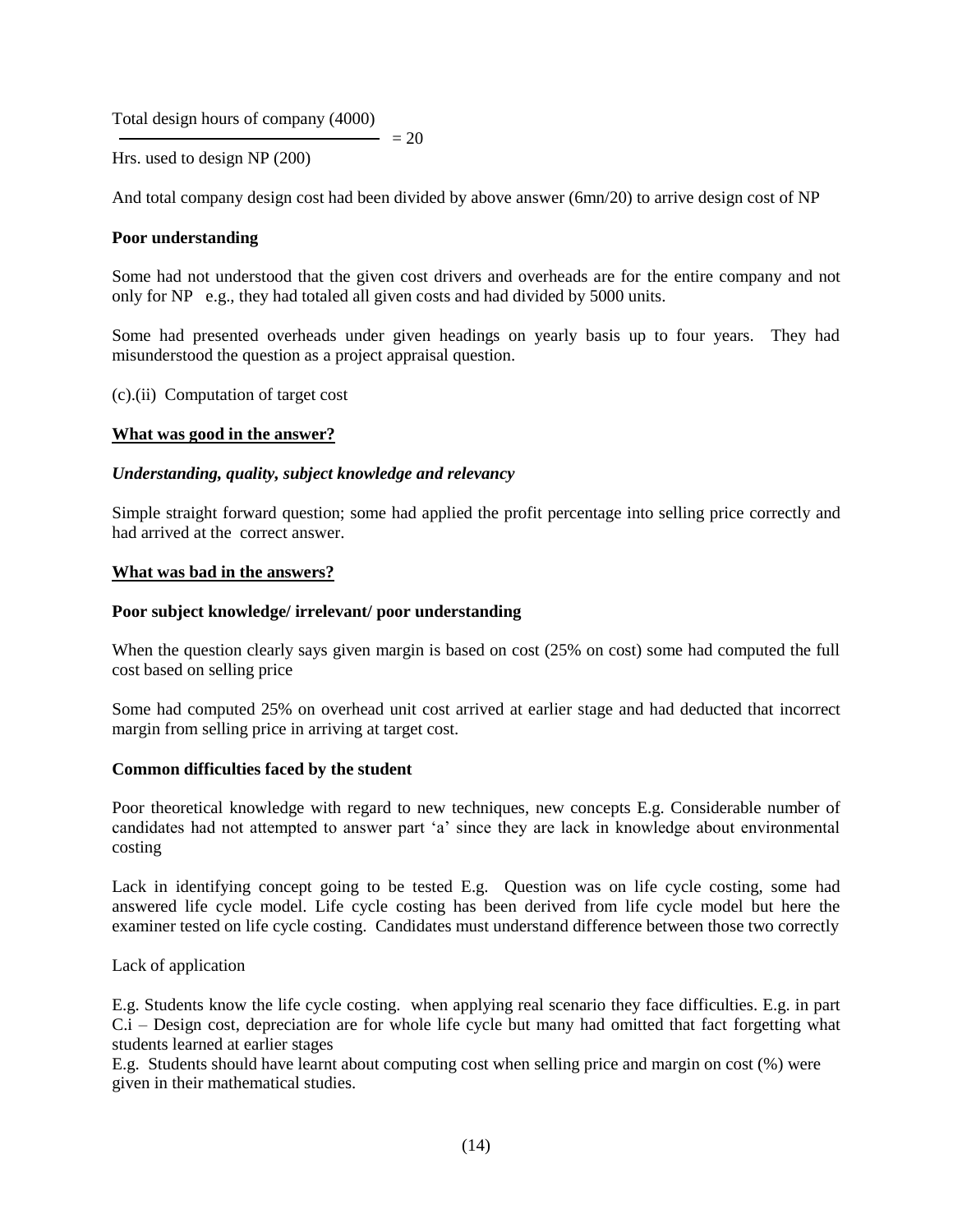$$\frac{\text{Total design hours of company (4000)}}{\text{Hrs. used to design NP (200)}} = 20$$

And total company design cost had been divided by above answer (6mn/20) to arrive design cost of NP

**Poor understanding**

Some had not understood that the given cost drivers and overheads are for the entire company and not only for NP e.g., they had totaled all given costs and had divided by 5000 units.

Some had presented overheads under given headings on yearly basis up to four years. They had misunderstood the question as a project appraisal question.

(c).(ii) Computation of target cost

**What was good in the answer?**

***Understanding, quality, subject knowledge and relevancy***

Simple straight forward question; some had applied the profit percentage into selling price correctly and had arrived at the correct answer.

**What was bad in the answers?**

**Poor subject knowledge/ irrelevant/ poor understanding**

When the question clearly says given margin is based on cost (25% on cost) some had computed the full cost based on selling price

Some had computed 25% on overhead unit cost arrived at earlier stage and had deducted that incorrect margin from selling price in arriving at target cost.

**Common difficulties faced by the student**

Poor theoretical knowledge with regard to new techniques, new concepts E.g. Considerable number of candidates had not attempted to answer part 'a' since they are lack in knowledge about environmental costing

Lack in identifying concept going to be tested E.g. Question was on life cycle costing, some had answered life cycle model. Life cycle costing has been derived from life cycle model but here the examiner tested on life cycle costing. Candidates must understand difference between those two correctly

Lack of application

E.g. Students know the life cycle costing. when applying real scenario they face difficulties. E.g. in part C.i – Design cost, depreciation are for whole life cycle but many had omitted that fact forgetting what students learned at earlier stages

E.g. Students should have learnt about computing cost when selling price and margin on cost (%) were given in their mathematical studies.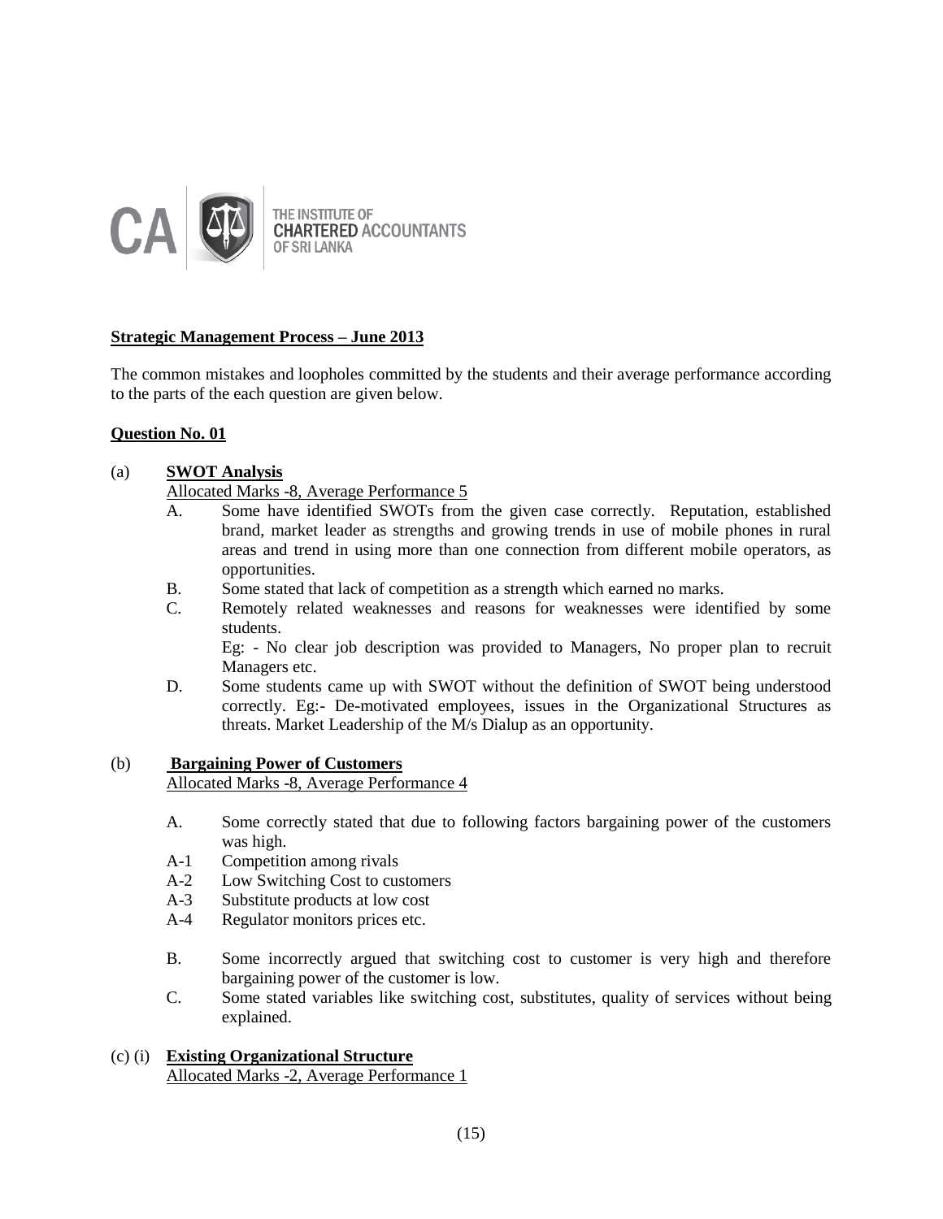THE INSTITUTE OF
CHARTERED ACCOUNTANTS
OF SRI LANKA

**Strategic Management Process – June 2013**

The common mistakes and loopholes committed by the students and their average performance according to the parts of the each question are given below.

**Question No. 01**

(a) **SWOT Analysis**

Allocated Marks -8, Average Performance 5

A. Some have identified SWOTs from the given case correctly. Reputation, established brand, market leader as strengths and growing trends in use of mobile phones in rural areas and trend in using more than one connection from different mobile operators, as opportunities.

B. Some stated that lack of competition as a strength which earned no marks.

C. Remotely related weaknesses and reasons for weaknesses were identified by some students.

Eg: - No clear job description was provided to Managers, No proper plan to recruit Managers etc.

D. Some students came up with SWOT without the definition of SWOT being understood correctly. Eg:- De-motivated employees, issues in the Organizational Structures as threats. Market Leadership of the M/s Dialup as an opportunity.

(b) **Bargaining Power of Customers**

Allocated Marks -8, Average Performance 4

A. Some correctly stated that due to following factors bargaining power of the customers was high.

A-1 Competition among rivals

A-2 Low Switching Cost to customers

A-3 Substitute products at low cost

A-4 Regulator monitors prices etc.

B. Some incorrectly argued that switching cost to customer is very high and therefore bargaining power of the customer is low.

C. Some stated variables like switching cost, substitutes, quality of services without being explained.

(c) (i) **Existing Organizational Structure**

Allocated Marks -2, Average Performance 1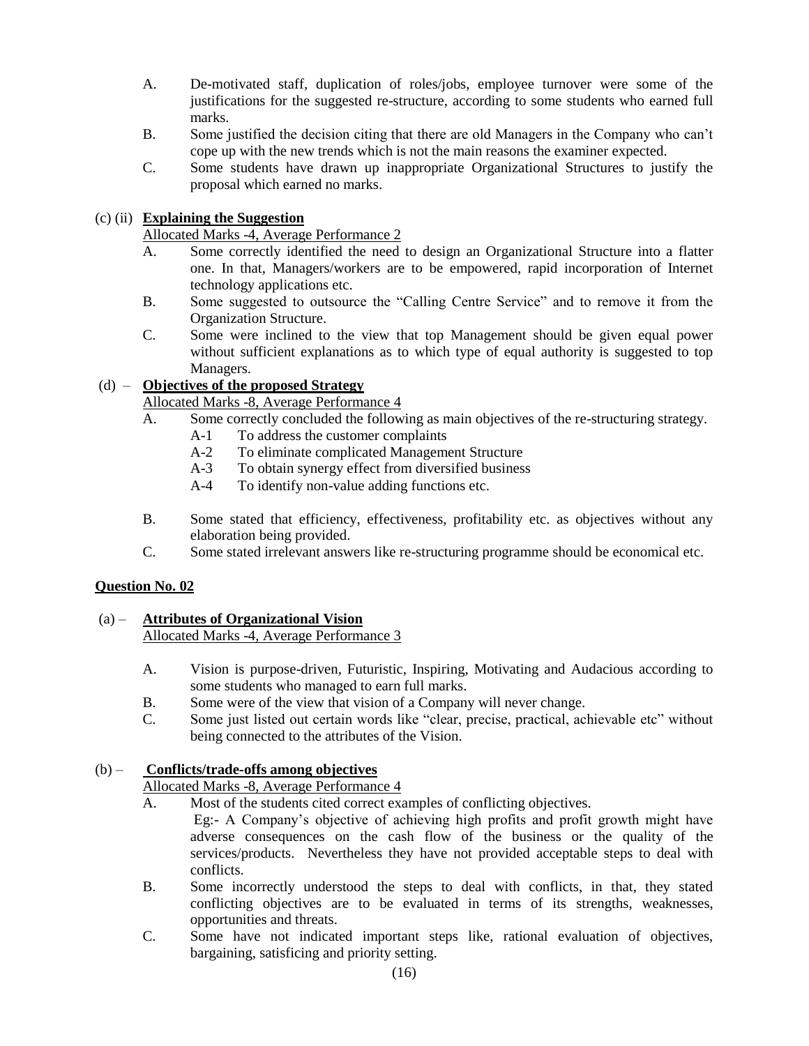A. De-motivated staff, duplication of roles/jobs, employee turnover were some of the justifications for the suggested re-structure, according to some students who earned full marks.

B. Some justified the decision citing that there are old Managers in the Company who can't cope up with the new trends which is not the main reasons the examiner expected.

C. Some students have drawn up inappropriate Organizational Structures to justify the proposal which earned no marks.

(c) (ii) **<u>Explaining the Suggestion</u>**

<u>Allocated Marks -4, Average Performance 2</u>

A. Some correctly identified the need to design an Organizational Structure into a flatter one. In that, Managers/workers are to be empowered, rapid incorporation of Internet technology applications etc.

B. Some suggested to outsource the "Calling Centre Service" and to remove it from the Organization Structure.

C. Some were inclined to the view that top Management should be given equal power without sufficient explanations as to which type of equal authority is suggested to top Managers.

(d) – **<u>Objectives of the proposed Strategy</u>**

<u>Allocated Marks -8, Average Performance 4</u>

A. Some correctly concluded the following as main objectives of the re-structuring strategy.
   - A-1 To address the customer complaints
   - A-2 To eliminate complicated Management Structure
   - A-3 To obtain synergy effect from diversified business
   - A-4 To identify non-value adding functions etc.

B. Some stated that efficiency, effectiveness, profitability etc. as objectives without any elaboration being provided.

C. Some stated irrelevant answers like re-structuring programme should be economical etc.

**<u>Question No. 02</u>**

(a) – **<u>Attributes of Organizational Vision</u>**

<u>Allocated Marks -4, Average Performance 3</u>

A. Vision is purpose-driven, Futuristic, Inspiring, Motivating and Audacious according to some students who managed to earn full marks.

B. Some were of the view that vision of a Company will never change.

C. Some just listed out certain words like "clear, precise, practical, achievable etc" without being connected to the attributes of the Vision.

(b) – **<u>Conflicts/trade-offs among objectives</u>**

<u>Allocated Marks -8, Average Performance 4</u>

A. Most of the students cited correct examples of conflicting objectives.
   Eg:- A Company's objective of achieving high profits and profit growth might have adverse consequences on the cash flow of the business or the quality of the services/products. Nevertheless they have not provided acceptable steps to deal with conflicts.

B. Some incorrectly understood the steps to deal with conflicts, in that, they stated conflicting objectives are to be evaluated in terms of its strengths, weaknesses, opportunities and threats.

C. Some have not indicated important steps like, rational evaluation of objectives, bargaining, satisficing and priority setting.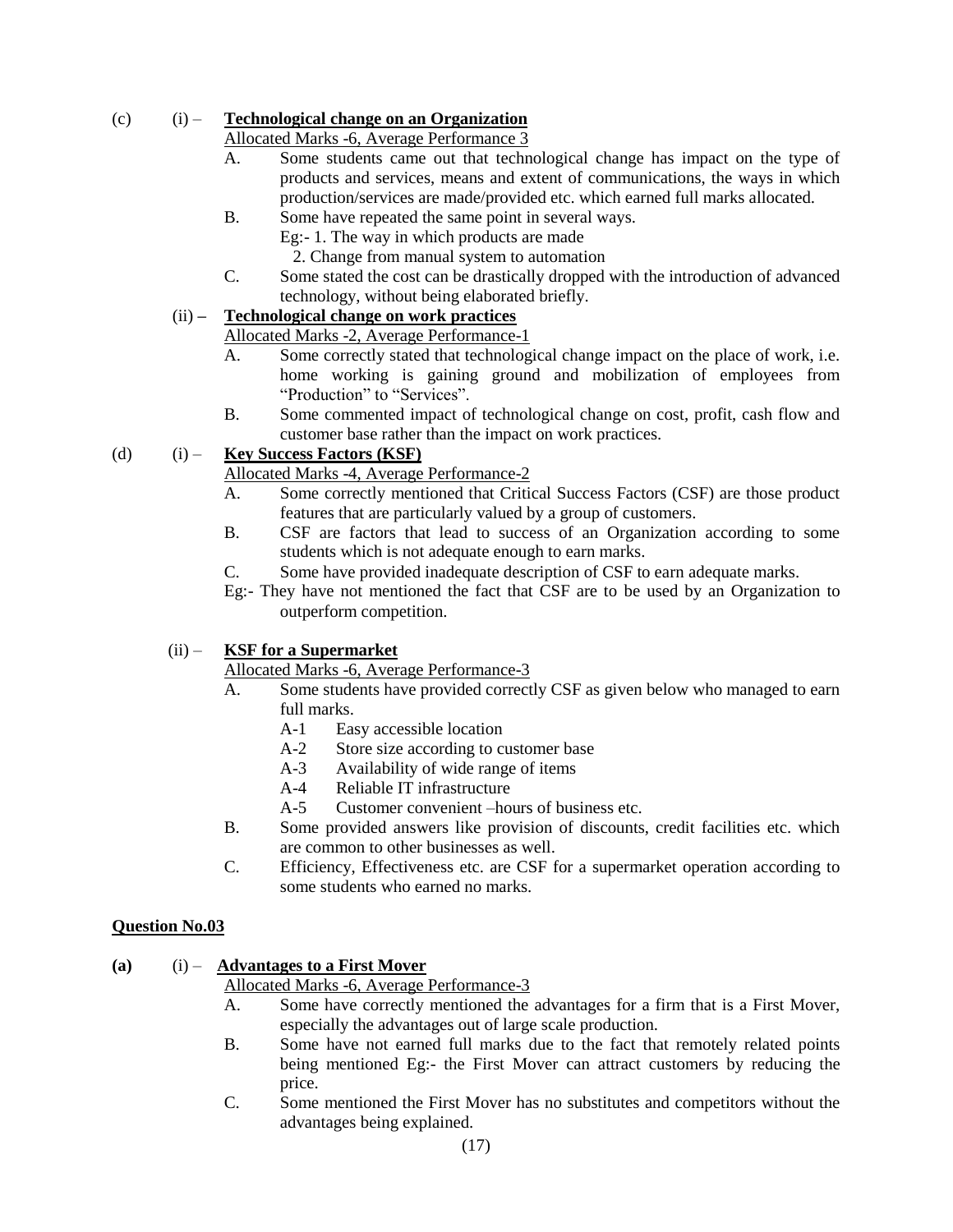(c) (i) – **<u>Technological change on an Organization</u>**

Allocated Marks -6, Average Performance 3

A. Some students came out that technological change has impact on the type of products and services, means and extent of communications, the ways in which production/services are made/provided etc. which earned full marks allocated.

B. Some have repeated the same point in several ways.
   Eg:- 1. The way in which products are made
   2. Change from manual system to automation

C. Some stated the cost can be drastically dropped with the introduction of advanced technology, without being elaborated briefly.

(ii) – **<u>Technological change on work practices</u>**

Allocated Marks -2, Average Performance-1

A. Some correctly stated that technological change impact on the place of work, i.e. home working is gaining ground and mobilization of employees from “Production” to “Services”.

B. Some commented impact of technological change on cost, profit, cash flow and customer base rather than the impact on work practices.

(d) (i) – **<u>Key Success Factors (KSF)</u>**

Allocated Marks -4, Average Performance-2

A. Some correctly mentioned that Critical Success Factors (CSF) are those product features that are particularly valued by a group of customers.

B. CSF are factors that lead to success of an Organization according to some students which is not adequate enough to earn marks.

C. Some have provided inadequate description of CSF to earn adequate marks.

Eg:- They have not mentioned the fact that CSF are to be used by an Organization to outperform competition.

(ii) – **<u>KSF for a Supermarket</u>**

Allocated Marks -6, Average Performance-3

A. Some students have provided correctly CSF as given below who managed to earn full marks.
   - A-1 Easy accessible location
   - A-2 Store size according to customer base
   - A-3 Availability of wide range of items
   - A-4 Reliable IT infrastructure
   - A-5 Customer convenient –hours of business etc.

B. Some provided answers like provision of discounts, credit facilities etc. which are common to other businesses as well.

C. Efficiency, Effectiveness etc. are CSF for a supermarket operation according to some students who earned no marks.

**<u>Question No.03</u>**

**(a)** (i) – **<u>Advantages to a First Mover</u>**

Allocated Marks -6, Average Performance-3

A. Some have correctly mentioned the advantages for a firm that is a First Mover, especially the advantages out of large scale production.

B. Some have not earned full marks due to the fact that remotely related points being mentioned Eg:- the First Mover can attract customers by reducing the price.

C. Some mentioned the First Mover has no substitutes and competitors without the advantages being explained.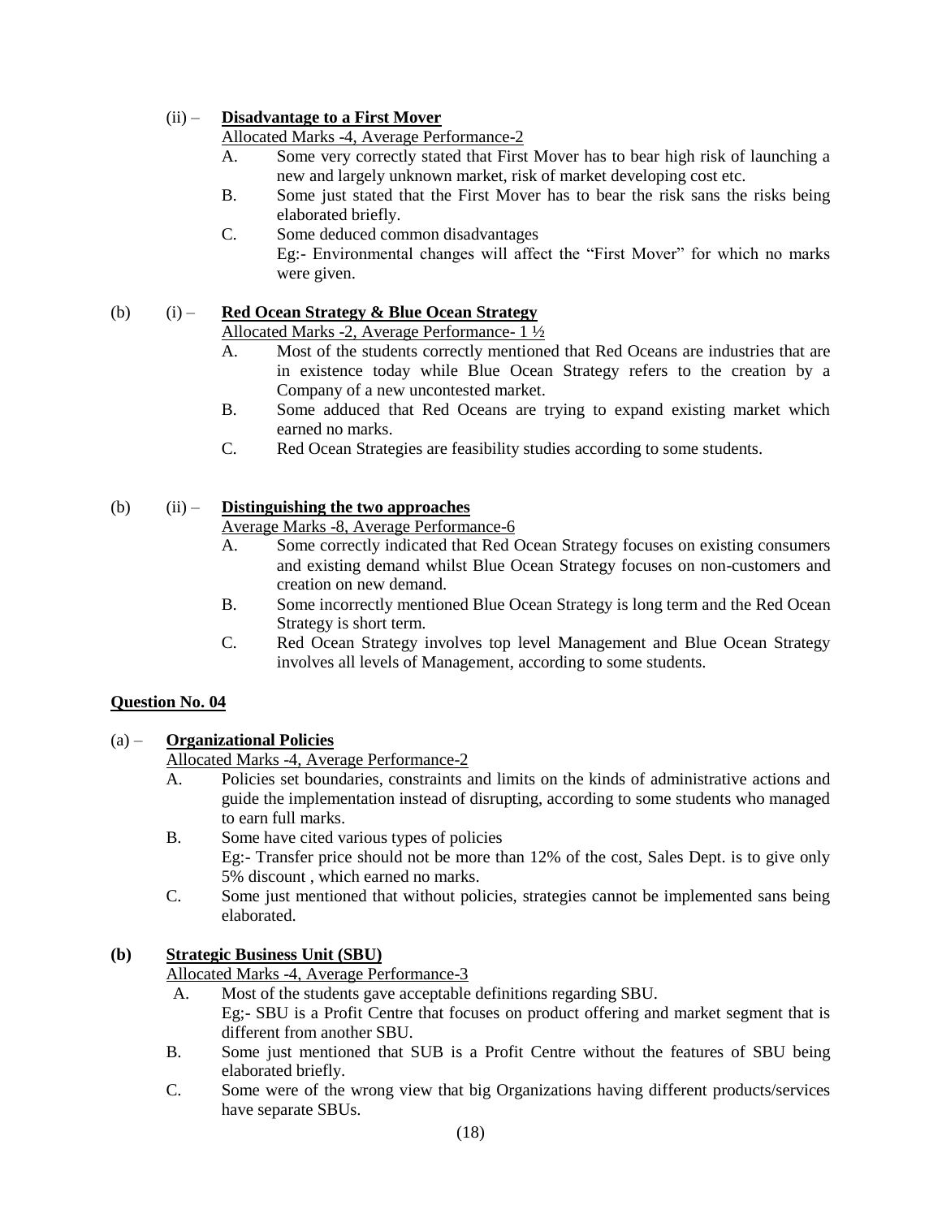(ii) – **Disadvantage to a First Mover**

Allocated Marks -4, Average Performance-2

A. Some very correctly stated that First Mover has to bear high risk of launching a new and largely unknown market, risk of market developing cost etc.

B. Some just stated that the First Mover has to bear the risk sans the risks being elaborated briefly.

C. Some deduced common disadvantages
Eg:- Environmental changes will affect the "First Mover" for which no marks were given.

(b) (i) – **Red Ocean Strategy & Blue Ocean Strategy**

Allocated Marks -2, Average Performance- 1 ½

A. Most of the students correctly mentioned that Red Oceans are industries that are in existence today while Blue Ocean Strategy refers to the creation by a Company of a new uncontested market.

B. Some adduced that Red Oceans are trying to expand existing market which earned no marks.

C. Red Ocean Strategies are feasibility studies according to some students.

(b) (ii) – **Distinguishing the two approaches**

Average Marks -8, Average Performance-6

A. Some correctly indicated that Red Ocean Strategy focuses on existing consumers and existing demand whilst Blue Ocean Strategy focuses on non-customers and creation on new demand.

B. Some incorrectly mentioned Blue Ocean Strategy is long term and the Red Ocean Strategy is short term.

C. Red Ocean Strategy involves top level Management and Blue Ocean Strategy involves all levels of Management, according to some students.

**Question No. 04**

(a) – **Organizational Policies**

Allocated Marks -4, Average Performance-2

A. Policies set boundaries, constraints and limits on the kinds of administrative actions and guide the implementation instead of disrupting, according to some students who managed to earn full marks.

B. Some have cited various types of policies
Eg:- Transfer price should not be more than 12% of the cost, Sales Dept. is to give only 5% discount , which earned no marks.

C. Some just mentioned that without policies, strategies cannot be implemented sans being elaborated.

**(b) Strategic Business Unit (SBU)**

Allocated Marks -4, Average Performance-3

A. Most of the students gave acceptable definitions regarding SBU.
Eg;- SBU is a Profit Centre that focuses on product offering and market segment that is different from another SBU.

B. Some just mentioned that SUB is a Profit Centre without the features of SBU being elaborated briefly.

C. Some were of the wrong view that big Organizations having different products/services have separate SBUs.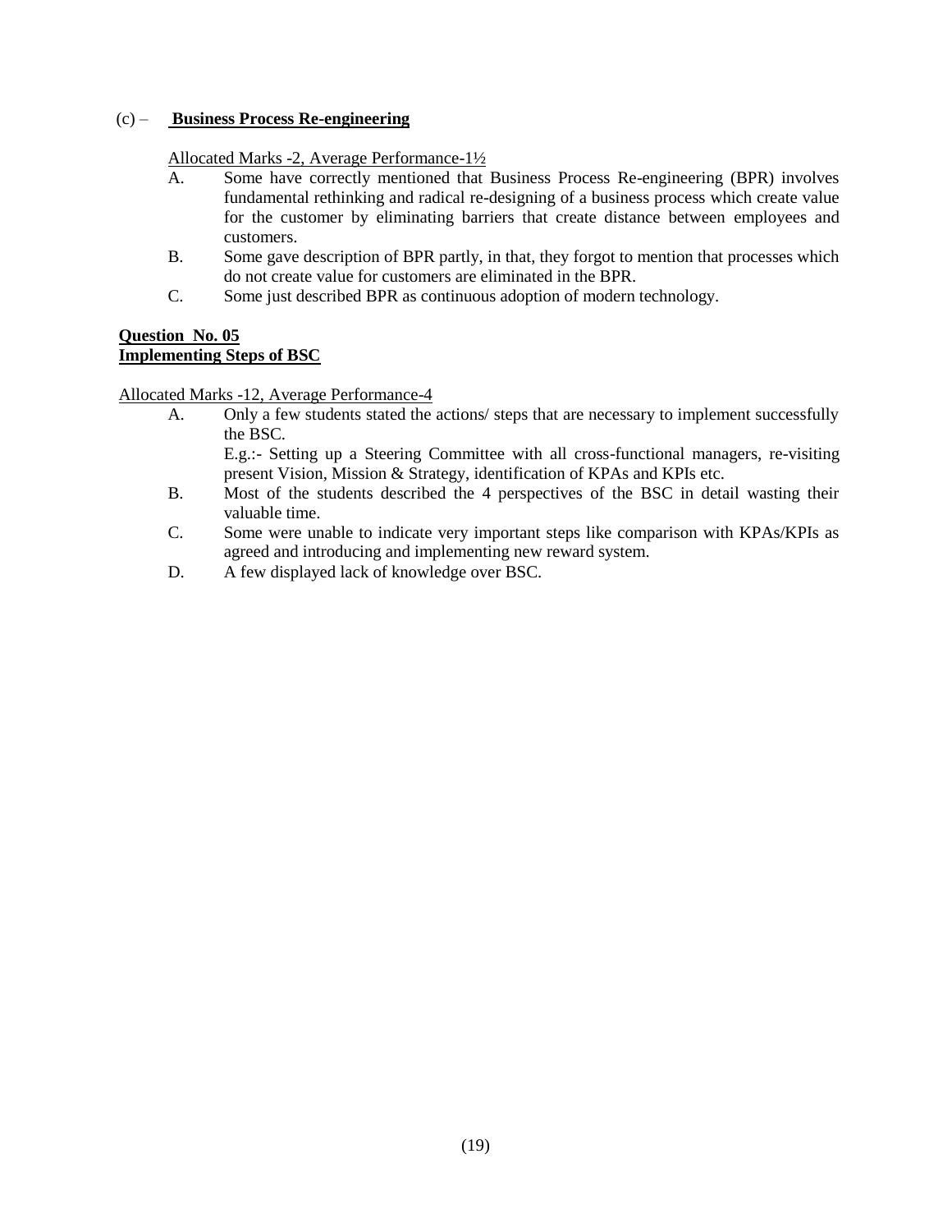(c) – **<u>Business Process Re-engineering</u>**

<u>Allocated Marks -2, Average Performance-1½</u>

A. Some have correctly mentioned that Business Process Re-engineering (BPR) involves fundamental rethinking and radical re-designing of a business process which create value for the customer by eliminating barriers that create distance between employees and customers.

B. Some gave description of BPR partly, in that, they forgot to mention that processes which do not create value for customers are eliminated in the BPR.

C. Some just described BPR as continuous adoption of modern technology.

**<u>Question No. 05</u>**
**<u>Implementing Steps of BSC</u>**

<u>Allocated Marks -12, Average Performance-4</u>

A. Only a few students stated the actions/ steps that are necessary to implement successfully the BSC.

   E.g.:- Setting up a Steering Committee with all cross-functional managers, re-visiting present Vision, Mission & Strategy, identification of KPAs and KPIs etc.

B. Most of the students described the 4 perspectives of the BSC in detail wasting their valuable time.

C. Some were unable to indicate very important steps like comparison with KPAs/KPIs as agreed and introducing and implementing new reward system.

D. A few displayed lack of knowledge over BSC.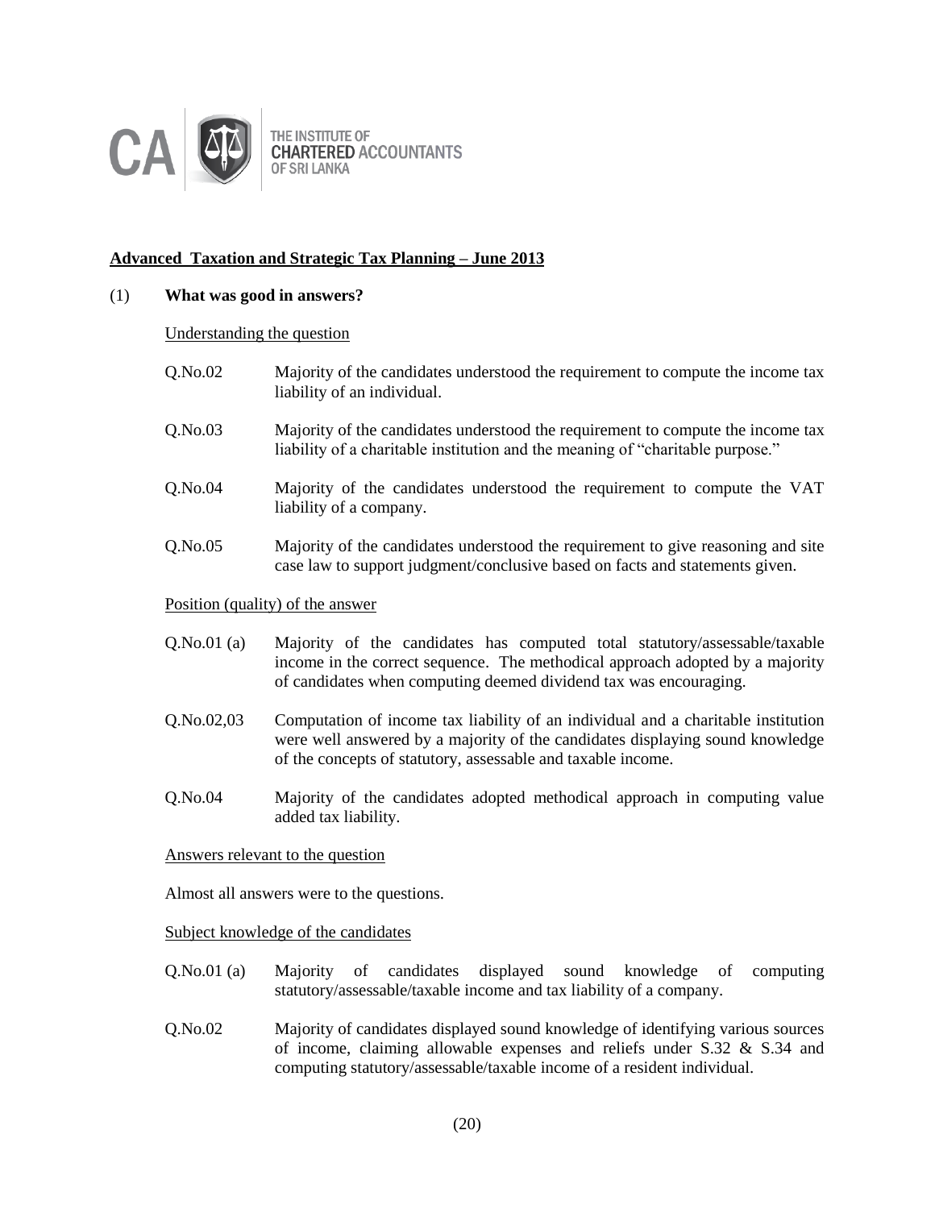THE INSTITUTE OF CHARTERED ACCOUNTANTS OF SRI LANKA

## Advanced Taxation and Strategic Tax Planning – June 2013

(1) **What was good in answers?**

Understanding the question

| | |
|---|---|
| Q.No.02 | Majority of the candidates understood the requirement to compute the income tax liability of an individual. |
| Q.No.03 | Majority of the candidates understood the requirement to compute the income tax liability of a charitable institution and the meaning of "charitable purpose." |
| Q.No.04 | Majority of the candidates understood the requirement to compute the VAT liability of a company. |
| Q.No.05 | Majority of the candidates understood the requirement to give reasoning and site case law to support judgment/conclusive based on facts and statements given. |

Position (quality) of the answer

| | |
|---|---|
| Q.No.01 (a) | Majority of the candidates has computed total statutory/assessable/taxable income in the correct sequence. The methodical approach adopted by a majority of candidates when computing deemed dividend tax was encouraging. |
| Q.No.02,03 | Computation of income tax liability of an individual and a charitable institution were well answered by a majority of the candidates displaying sound knowledge of the concepts of statutory, assessable and taxable income. |
| Q.No.04 | Majority of the candidates adopted methodical approach in computing value added tax liability. |

Answers relevant to the question

Almost all answers were to the questions.

Subject knowledge of the candidates

| | |
|---|---|
| Q.No.01 (a) | Majority of candidates displayed sound knowledge of computing statutory/assessable/taxable income and tax liability of a company. |
| Q.No.02 | Majority of candidates displayed sound knowledge of identifying various sources of income, claiming allowable expenses and reliefs under S.32 & S.34 and computing statutory/assessable/taxable income of a resident individual. |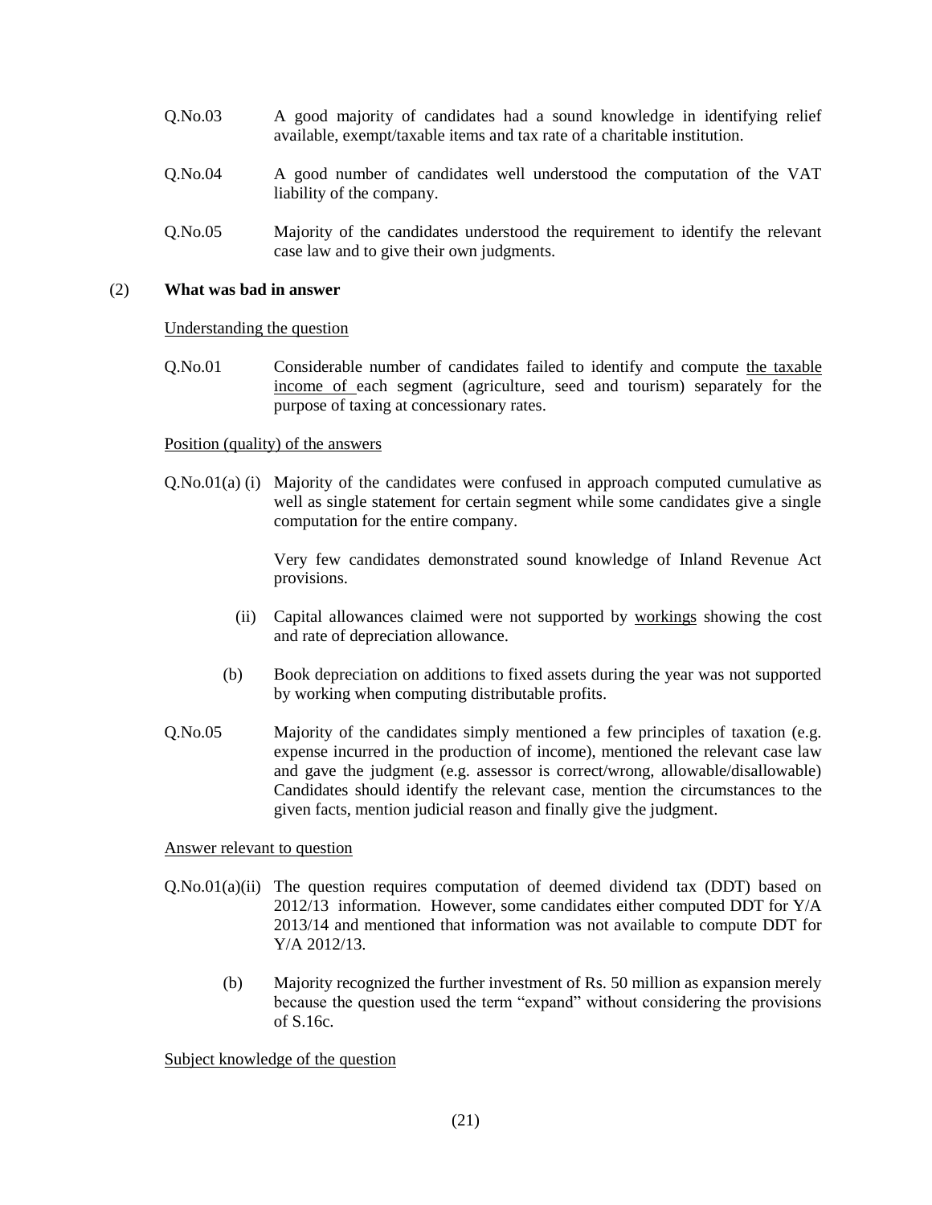| | |
|---|---|
| Q.No.03 | A good majority of candidates had a sound knowledge in identifying relief available, exempt/taxable items and tax rate of a charitable institution. |
| Q.No.04 | A good number of candidates well understood the computation of the VAT liability of the company. |
| Q.No.05 | Majority of the candidates understood the requirement to identify the relevant case law and to give their own judgments. |

(2) **What was bad in answer**

Understanding the question

| | |
|---|---|
| Q.No.01 | Considerable number of candidates failed to identify and compute the taxable income of each segment (agriculture, seed and tourism) separately for the purpose of taxing at concessionary rates. |

Position (quality) of the answers

| | |
|---|---|
| Q.No.01(a) (i) | Majority of the candidates were confused in approach computed cumulative as well as single statement for certain segment while some candidates give a single computation for the entire company.<br><br>Very few candidates demonstrated sound knowledge of Inland Revenue Act provisions. |
| (ii) | Capital allowances claimed were not supported by workings showing the cost and rate of depreciation allowance. |
| (b) | Book depreciation on additions to fixed assets during the year was not supported by working when computing distributable profits. |
| Q.No.05 | Majority of the candidates simply mentioned a few principles of taxation (e.g. expense incurred in the production of income), mentioned the relevant case law and gave the judgment (e.g. assessor is correct/wrong, allowable/disallowable) Candidates should identify the relevant case, mention the circumstances to the given facts, mention judicial reason and finally give the judgment. |

Answer relevant to question

| | |
|---|---|
| Q.No.01(a)(ii) | The question requires computation of deemed dividend tax (DDT) based on 2012/13 information. However, some candidates either computed DDT for Y/A 2013/14 and mentioned that information was not available to compute DDT for Y/A 2012/13. |
| (b) | Majority recognized the further investment of Rs. 50 million as expansion merely because the question used the term "expand" without considering the provisions of S.16c. |

Subject knowledge of the question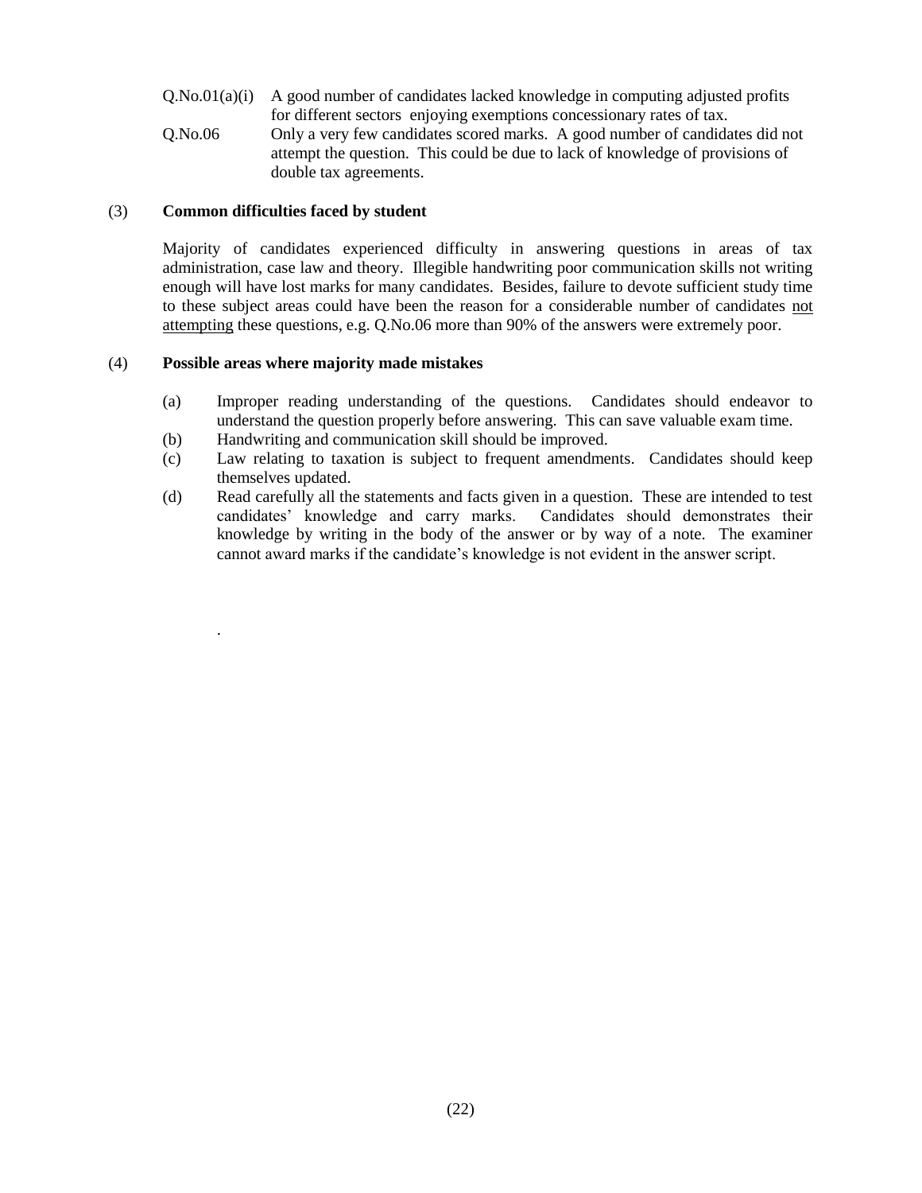Q.No.01(a)(i) A good number of candidates lacked knowledge in computing adjusted profits for different sectors enjoying exemptions concessionary rates of tax.

Q.No.06 Only a very few candidates scored marks. A good number of candidates did not attempt the question. This could be due to lack of knowledge of provisions of double tax agreements.

(3) **Common difficulties faced by student**

Majority of candidates experienced difficulty in answering questions in areas of tax administration, case law and theory. Illegible handwriting poor communication skills not writing enough will have lost marks for many candidates. Besides, failure to devote sufficient study time to these subject areas could have been the reason for a considerable number of candidates <u>not attempting</u> these questions, e.g. Q.No.06 more than 90% of the answers were extremely poor.

(4) **Possible areas where majority made mistakes**

(a) Improper reading understanding of the questions. Candidates should endeavor to understand the question properly before answering. This can save valuable exam time.

(b) Handwriting and communication skill should be improved.

(c) Law relating to taxation is subject to frequent amendments. Candidates should keep themselves updated.

(d) Read carefully all the statements and facts given in a question. These are intended to test candidates' knowledge and carry marks. Candidates should demonstrates their knowledge by writing in the body of the answer or by way of a note. The examiner cannot award marks if the candidate's knowledge is not evident in the answer script.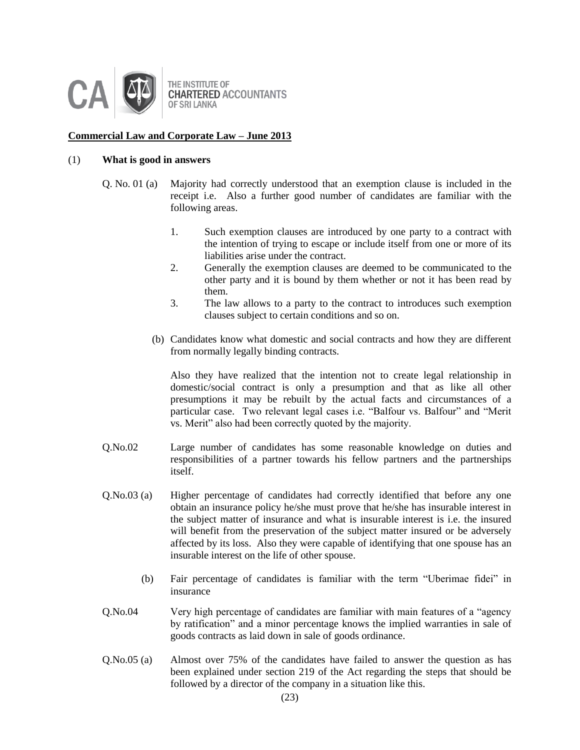THE INSTITUTE OF CHARTERED ACCOUNTANTS OF SRI LANKA

**Commercial Law and Corporate Law – June 2013**

(1) **What is good in answers**

Q. No. 01 (a) Majority had correctly understood that an exemption clause is included in the receipt i.e. Also a further good number of candidates are familiar with the following areas.

1. Such exemption clauses are introduced by one party to a contract with the intention of trying to escape or include itself from one or more of its liabilities arise under the contract.
2. Generally the exemption clauses are deemed to be communicated to the other party and it is bound by them whether or not it has been read by them.
3. The law allows to a party to the contract to introduces such exemption clauses subject to certain conditions and so on.

(b) Candidates know what domestic and social contracts and how they are different from normally legally binding contracts.

Also they have realized that the intention not to create legal relationship in domestic/social contract is only a presumption and that as like all other presumptions it may be rebuilt by the actual facts and circumstances of a particular case. Two relevant legal cases i.e. "Balfour vs. Balfour" and "Merit vs. Merit" also had been correctly quoted by the majority.

Q.No.02 Large number of candidates has some reasonable knowledge on duties and responsibilities of a partner towards his fellow partners and the partnerships itself.

Q.No.03 (a) Higher percentage of candidates had correctly identified that before any one obtain an insurance policy he/she must prove that he/she has insurable interest in the subject matter of insurance and what is insurable interest is i.e. the insured will benefit from the preservation of the subject matter insured or be adversely affected by its loss. Also they were capable of identifying that one spouse has an insurable interest on the life of other spouse.

(b) Fair percentage of candidates is familiar with the term "Uberimae fidei" in insurance

Q.No.04 Very high percentage of candidates are familiar with main features of a "agency by ratification" and a minor percentage knows the implied warranties in sale of goods contracts as laid down in sale of goods ordinance.

Q.No.05 (a) Almost over 75% of the candidates have failed to answer the question as has been explained under section 219 of the Act regarding the steps that should be followed by a director of the company in a situation like this.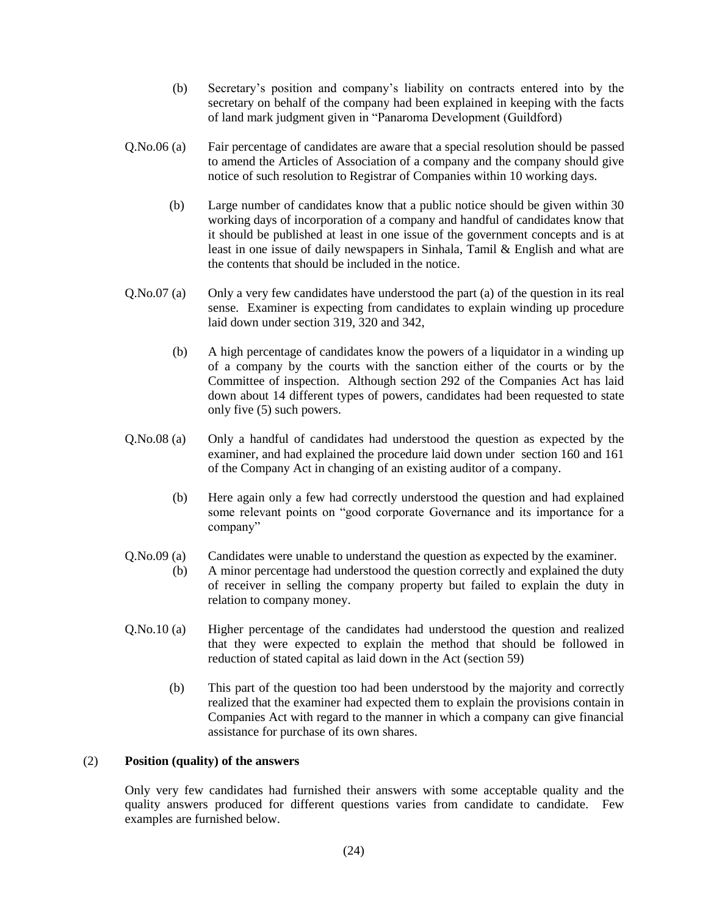(b) Secretary's position and company's liability on contracts entered into by the secretary on behalf of the company had been explained in keeping with the facts of land mark judgment given in "Panaroma Development (Guildford)

Q.No.06 (a) Fair percentage of candidates are aware that a special resolution should be passed to amend the Articles of Association of a company and the company should give notice of such resolution to Registrar of Companies within 10 working days.

(b) Large number of candidates know that a public notice should be given within 30 working days of incorporation of a company and handful of candidates know that it should be published at least in one issue of the government concepts and is at least in one issue of daily newspapers in Sinhala, Tamil & English and what are the contents that should be included in the notice.

Q.No.07 (a) Only a very few candidates have understood the part (a) of the question in its real sense. Examiner is expecting from candidates to explain winding up procedure laid down under section 319, 320 and 342,

(b) A high percentage of candidates know the powers of a liquidator in a winding up of a company by the courts with the sanction either of the courts or by the Committee of inspection. Although section 292 of the Companies Act has laid down about 14 different types of powers, candidates had been requested to state only five (5) such powers.

Q.No.08 (a) Only a handful of candidates had understood the question as expected by the examiner, and had explained the procedure laid down under section 160 and 161 of the Company Act in changing of an existing auditor of a company.

(b) Here again only a few had correctly understood the question and had explained some relevant points on "good corporate Governance and its importance for a company"

Q.No.09 (a) Candidates were unable to understand the question as expected by the examiner.

(b) A minor percentage had understood the question correctly and explained the duty of receiver in selling the company property but failed to explain the duty in relation to company money.

Q.No.10 (a) Higher percentage of the candidates had understood the question and realized that they were expected to explain the method that should be followed in reduction of stated capital as laid down in the Act (section 59)

(b) This part of the question too had been understood by the majority and correctly realized that the examiner had expected them to explain the provisions contain in Companies Act with regard to the manner in which a company can give financial assistance for purchase of its own shares.

(2) **Position (quality) of the answers**

Only very few candidates had furnished their answers with some acceptable quality and the quality answers produced for different questions varies from candidate to candidate. Few examples are furnished below.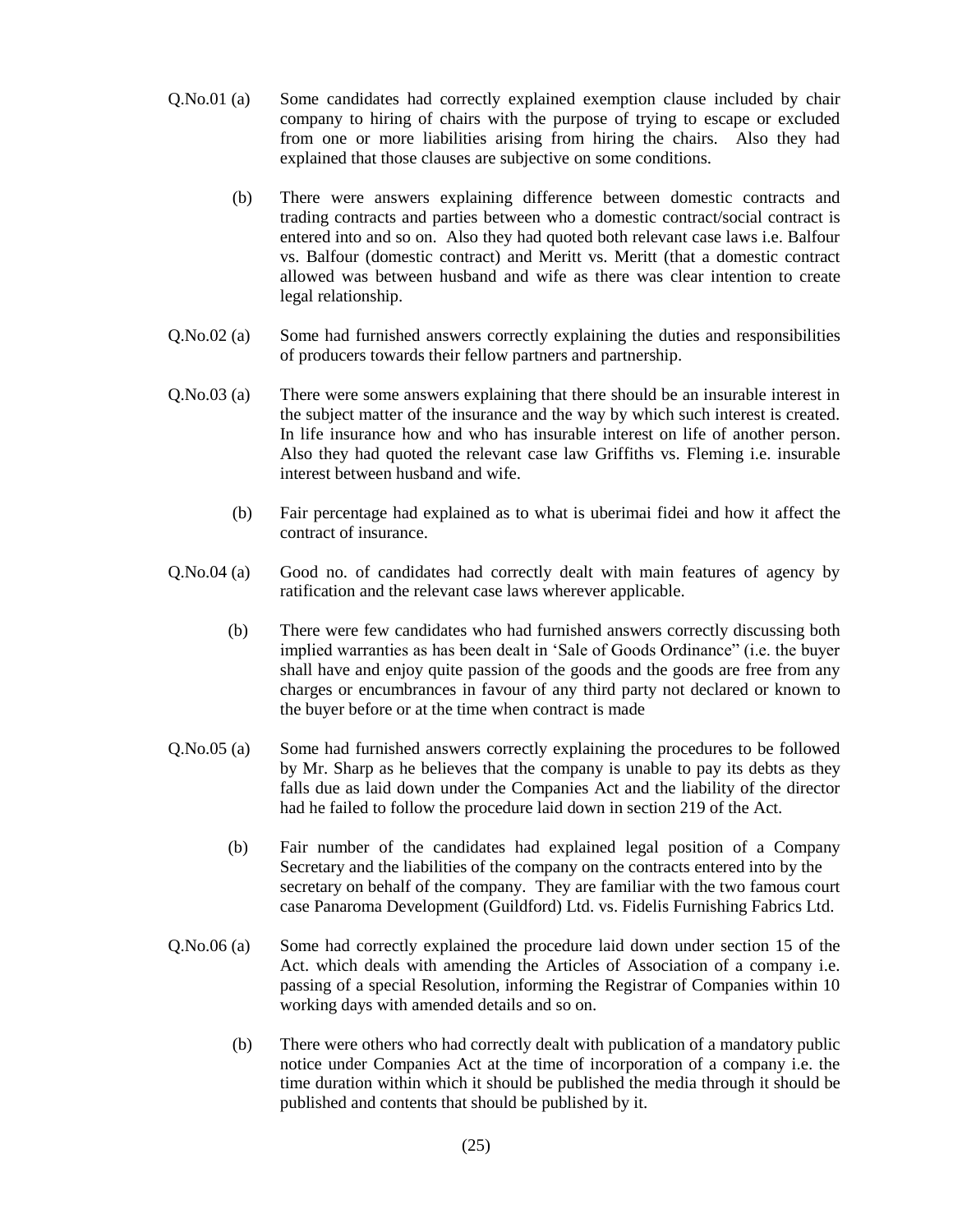Q.No.01 (a) Some candidates had correctly explained exemption clause included by chair company to hiring of chairs with the purpose of trying to escape or excluded from one or more liabilities arising from hiring the chairs. Also they had explained that those clauses are subjective on some conditions.

(b) There were answers explaining difference between domestic contracts and trading contracts and parties between who a domestic contract/social contract is entered into and so on. Also they had quoted both relevant case laws i.e. Balfour vs. Balfour (domestic contract) and Meritt vs. Meritt (that a domestic contract allowed was between husband and wife as there was clear intention to create legal relationship.

Q.No.02 (a) Some had furnished answers correctly explaining the duties and responsibilities of producers towards their fellow partners and partnership.

Q.No.03 (a) There were some answers explaining that there should be an insurable interest in the subject matter of the insurance and the way by which such interest is created. In life insurance how and who has insurable interest on life of another person. Also they had quoted the relevant case law Griffiths vs. Fleming i.e. insurable interest between husband and wife.

(b) Fair percentage had explained as to what is uberimai fidei and how it affect the contract of insurance.

Q.No.04 (a) Good no. of candidates had correctly dealt with main features of agency by ratification and the relevant case laws wherever applicable.

(b) There were few candidates who had furnished answers correctly discussing both implied warranties as has been dealt in 'Sale of Goods Ordinance" (i.e. the buyer shall have and enjoy quite passion of the goods and the goods are free from any charges or encumbrances in favour of any third party not declared or known to the buyer before or at the time when contract is made

Q.No.05 (a) Some had furnished answers correctly explaining the procedures to be followed by Mr. Sharp as he believes that the company is unable to pay its debts as they falls due as laid down under the Companies Act and the liability of the director had he failed to follow the procedure laid down in section 219 of the Act.

(b) Fair number of the candidates had explained legal position of a Company Secretary and the liabilities of the company on the contracts entered into by the secretary on behalf of the company. They are familiar with the two famous court case Panaroma Development (Guildford) Ltd. vs. Fidelis Furnishing Fabrics Ltd.

Q.No.06 (a) Some had correctly explained the procedure laid down under section 15 of the Act. which deals with amending the Articles of Association of a company i.e. passing of a special Resolution, informing the Registrar of Companies within 10 working days with amended details and so on.

(b) There were others who had correctly dealt with publication of a mandatory public notice under Companies Act at the time of incorporation of a company i.e. the time duration within which it should be published the media through it should be published and contents that should be published by it.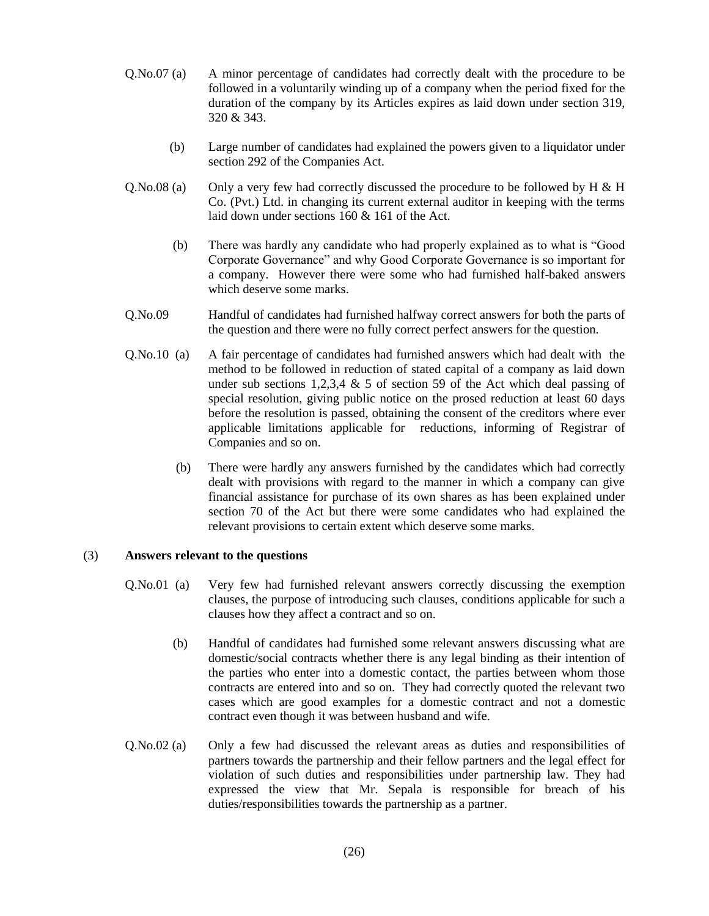Q.No.07 (a) A minor percentage of candidates had correctly dealt with the procedure to be followed in a voluntarily winding up of a company when the period fixed for the duration of the company by its Articles expires as laid down under section 319, 320 & 343.

(b) Large number of candidates had explained the powers given to a liquidator under section 292 of the Companies Act.

Q.No.08 (a) Only a very few had correctly discussed the procedure to be followed by H & H Co. (Pvt.) Ltd. in changing its current external auditor in keeping with the terms laid down under sections 160 & 161 of the Act.

(b) There was hardly any candidate who had properly explained as to what is "Good Corporate Governance" and why Good Corporate Governance is so important for a company. However there were some who had furnished half-baked answers which deserve some marks.

Q.No.09 Handful of candidates had furnished halfway correct answers for both the parts of the question and there were no fully correct perfect answers for the question.

Q.No.10 (a) A fair percentage of candidates had furnished answers which had dealt with the method to be followed in reduction of stated capital of a company as laid down under sub sections 1,2,3,4 & 5 of section 59 of the Act which deal passing of special resolution, giving public notice on the prosed reduction at least 60 days before the resolution is passed, obtaining the consent of the creditors where ever applicable limitations applicable for reductions, informing of Registrar of Companies and so on.

(b) There were hardly any answers furnished by the candidates which had correctly dealt with provisions with regard to the manner in which a company can give financial assistance for purchase of its own shares as has been explained under section 70 of the Act but there were some candidates who had explained the relevant provisions to certain extent which deserve some marks.

(3) **Answers relevant to the questions**

Q.No.01 (a) Very few had furnished relevant answers correctly discussing the exemption clauses, the purpose of introducing such clauses, conditions applicable for such a clauses how they affect a contract and so on.

(b) Handful of candidates had furnished some relevant answers discussing what are domestic/social contracts whether there is any legal binding as their intention of the parties who enter into a domestic contact, the parties between whom those contracts are entered into and so on. They had correctly quoted the relevant two cases which are good examples for a domestic contract and not a domestic contract even though it was between husband and wife.

Q.No.02 (a) Only a few had discussed the relevant areas as duties and responsibilities of partners towards the partnership and their fellow partners and the legal effect for violation of such duties and responsibilities under partnership law. They had expressed the view that Mr. Sepala is responsible for breach of his duties/responsibilities towards the partnership as a partner.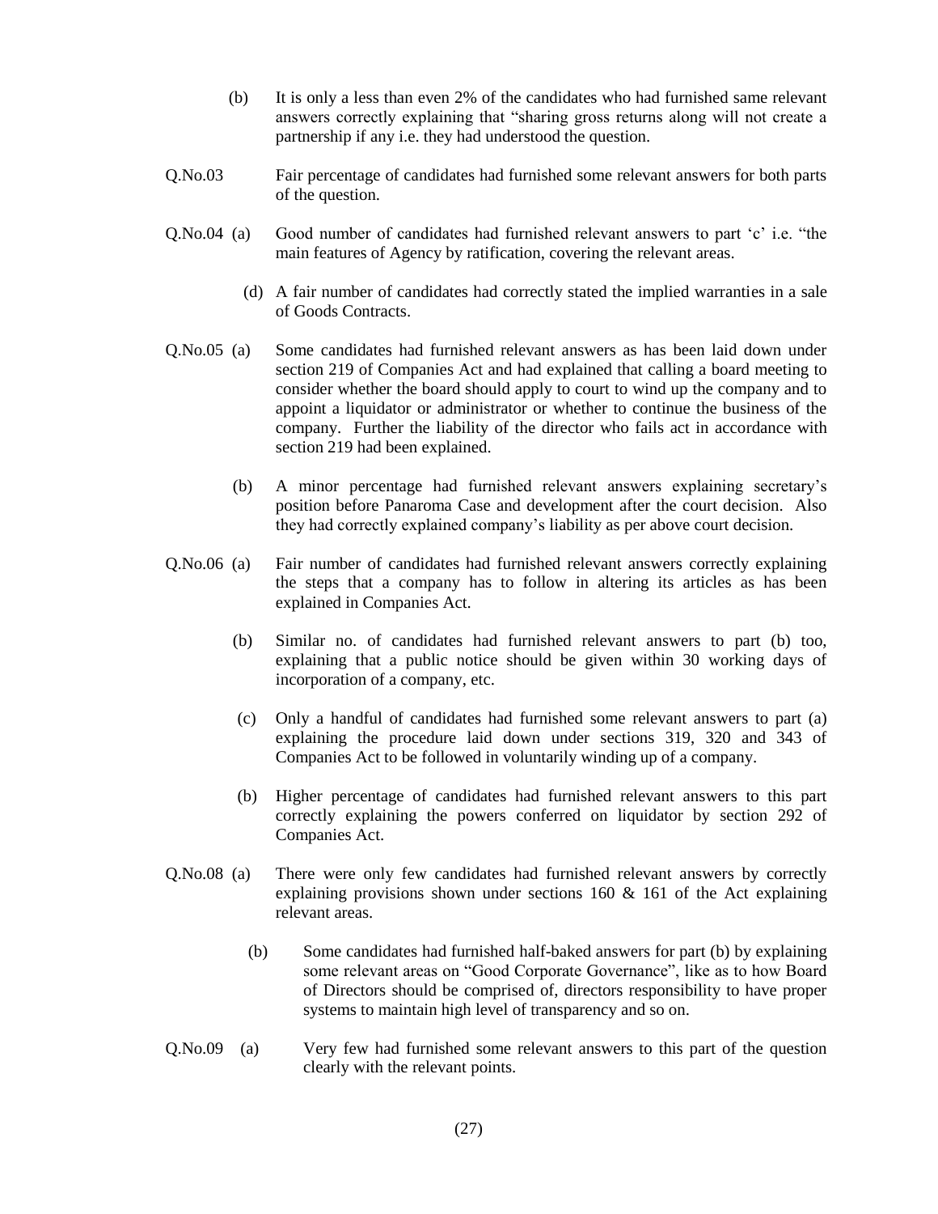(b) It is only a less than even 2% of the candidates who had furnished same relevant answers correctly explaining that "sharing gross returns along will not create a partnership if any i.e. they had understood the question.

Q.No.03 Fair percentage of candidates had furnished some relevant answers for both parts of the question.

Q.No.04 (a) Good number of candidates had furnished relevant answers to part 'c' i.e. "the main features of Agency by ratification, covering the relevant areas.

(d) A fair number of candidates had correctly stated the implied warranties in a sale of Goods Contracts.

Q.No.05 (a) Some candidates had furnished relevant answers as has been laid down under section 219 of Companies Act and had explained that calling a board meeting to consider whether the board should apply to court to wind up the company and to appoint a liquidator or administrator or whether to continue the business of the company. Further the liability of the director who fails act in accordance with section 219 had been explained.

(b) A minor percentage had furnished relevant answers explaining secretary's position before Panaroma Case and development after the court decision. Also they had correctly explained company's liability as per above court decision.

Q.No.06 (a) Fair number of candidates had furnished relevant answers correctly explaining the steps that a company has to follow in altering its articles as has been explained in Companies Act.

(b) Similar no. of candidates had furnished relevant answers to part (b) too, explaining that a public notice should be given within 30 working days of incorporation of a company, etc.

(c) Only a handful of candidates had furnished some relevant answers to part (a) explaining the procedure laid down under sections 319, 320 and 343 of Companies Act to be followed in voluntarily winding up of a company.

(b) Higher percentage of candidates had furnished relevant answers to this part correctly explaining the powers conferred on liquidator by section 292 of Companies Act.

Q.No.08 (a) There were only few candidates had furnished relevant answers by correctly explaining provisions shown under sections 160 & 161 of the Act explaining relevant areas.

(b) Some candidates had furnished half-baked answers for part (b) by explaining some relevant areas on "Good Corporate Governance", like as to how Board of Directors should be comprised of, directors responsibility to have proper systems to maintain high level of transparency and so on.

Q.No.09 (a) Very few had furnished some relevant answers to this part of the question clearly with the relevant points.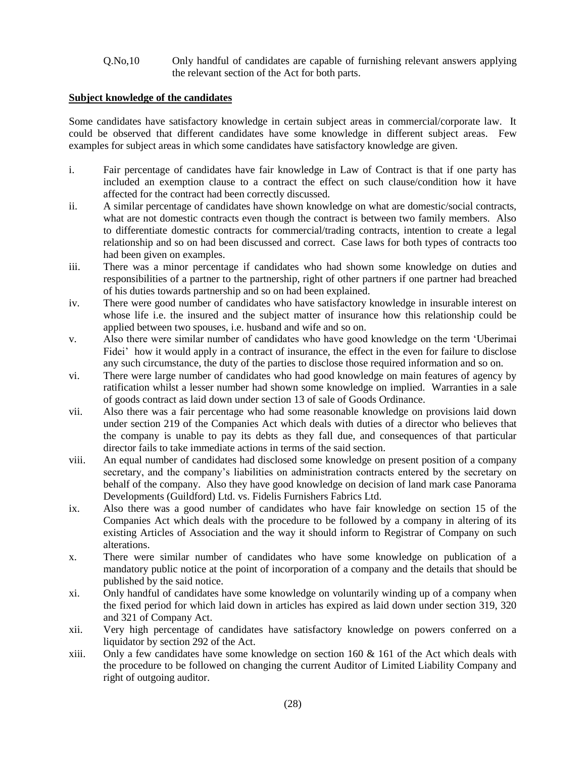Q.No,10 Only handful of candidates are capable of furnishing relevant answers applying the relevant section of the Act for both parts.

**Subject knowledge of the candidates**

Some candidates have satisfactory knowledge in certain subject areas in commercial/corporate law. It could be observed that different candidates have some knowledge in different subject areas. Few examples for subject areas in which some candidates have satisfactory knowledge are given.

i. Fair percentage of candidates have fair knowledge in Law of Contract is that if one party has included an exemption clause to a contract the effect on such clause/condition how it have affected for the contract had been correctly discussed.

ii. A similar percentage of candidates have shown knowledge on what are domestic/social contracts, what are not domestic contracts even though the contract is between two family members. Also to differentiate domestic contracts for commercial/trading contracts, intention to create a legal relationship and so on had been discussed and correct. Case laws for both types of contracts too had been given on examples.

iii. There was a minor percentage if candidates who had shown some knowledge on duties and responsibilities of a partner to the partnership, right of other partners if one partner had breached of his duties towards partnership and so on had been explained.

iv. There were good number of candidates who have satisfactory knowledge in insurable interest on whose life i.e. the insured and the subject matter of insurance how this relationship could be applied between two spouses, i.e. husband and wife and so on.

v. Also there were similar number of candidates who have good knowledge on the term 'Uberimai Fidei' how it would apply in a contract of insurance, the effect in the even for failure to disclose any such circumstance, the duty of the parties to disclose those required information and so on.

vi. There were large number of candidates who had good knowledge on main features of agency by ratification whilst a lesser number had shown some knowledge on implied. Warranties in a sale of goods contract as laid down under section 13 of sale of Goods Ordinance.

vii. Also there was a fair percentage who had some reasonable knowledge on provisions laid down under section 219 of the Companies Act which deals with duties of a director who believes that the company is unable to pay its debts as they fall due, and consequences of that particular director fails to take immediate actions in terms of the said section.

viii. An equal number of candidates had disclosed some knowledge on present position of a company secretary, and the company's liabilities on administration contracts entered by the secretary on behalf of the company. Also they have good knowledge on decision of land mark case Panorama Developments (Guildford) Ltd. vs. Fidelis Furnishers Fabrics Ltd.

ix. Also there was a good number of candidates who have fair knowledge on section 15 of the Companies Act which deals with the procedure to be followed by a company in altering of its existing Articles of Association and the way it should inform to Registrar of Company on such alterations.

x. There were similar number of candidates who have some knowledge on publication of a mandatory public notice at the point of incorporation of a company and the details that should be published by the said notice.

xi. Only handful of candidates have some knowledge on voluntarily winding up of a company when the fixed period for which laid down in articles has expired as laid down under section 319, 320 and 321 of Company Act.

xii. Very high percentage of candidates have satisfactory knowledge on powers conferred on a liquidator by section 292 of the Act.

xiii. Only a few candidates have some knowledge on section 160 & 161 of the Act which deals with the procedure to be followed on changing the current Auditor of Limited Liability Company and right of outgoing auditor.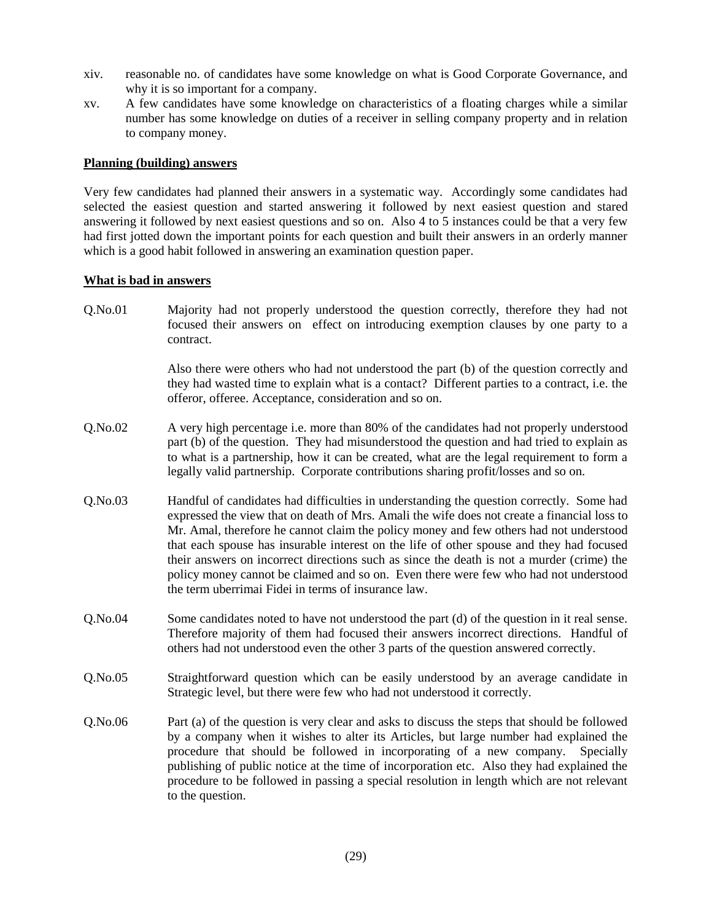xiv. reasonable no. of candidates have some knowledge on what is Good Corporate Governance, and why it is so important for a company.

xv. A few candidates have some knowledge on characteristics of a floating charges while a similar number has some knowledge on duties of a receiver in selling company property and in relation to company money.

**Planning (building) answers**

Very few candidates had planned their answers in a systematic way. Accordingly some candidates had selected the easiest question and started answering it followed by next easiest question and stared answering it followed by next easiest questions and so on. Also 4 to 5 instances could be that a very few had first jotted down the important points for each question and built their answers in an orderly manner which is a good habit followed in answering an examination question paper.

**What is bad in answers**

Q.No.01 Majority had not properly understood the question correctly, therefore they had not focused their answers on effect on introducing exemption clauses by one party to a contract.

Also there were others who had not understood the part (b) of the question correctly and they had wasted time to explain what is a contact? Different parties to a contract, i.e. the offeror, offeree. Acceptance, consideration and so on.

Q.No.02 A very high percentage i.e. more than 80% of the candidates had not properly understood part (b) of the question. They had misunderstood the question and had tried to explain as to what is a partnership, how it can be created, what are the legal requirement to form a legally valid partnership. Corporate contributions sharing profit/losses and so on.

Q.No.03 Handful of candidates had difficulties in understanding the question correctly. Some had expressed the view that on death of Mrs. Amali the wife does not create a financial loss to Mr. Amal, therefore he cannot claim the policy money and few others had not understood that each spouse has insurable interest on the life of other spouse and they had focused their answers on incorrect directions such as since the death is not a murder (crime) the policy money cannot be claimed and so on. Even there were few who had not understood the term uberrimai Fidei in terms of insurance law.

Q.No.04 Some candidates noted to have not understood the part (d) of the question in it real sense. Therefore majority of them had focused their answers incorrect directions. Handful of others had not understood even the other 3 parts of the question answered correctly.

Q.No.05 Straightforward question which can be easily understood by an average candidate in Strategic level, but there were few who had not understood it correctly.

Q.No.06 Part (a) of the question is very clear and asks to discuss the steps that should be followed by a company when it wishes to alter its Articles, but large number had explained the procedure that should be followed in incorporating of a new company. Specially publishing of public notice at the time of incorporation etc. Also they had explained the procedure to be followed in passing a special resolution in length which are not relevant to the question.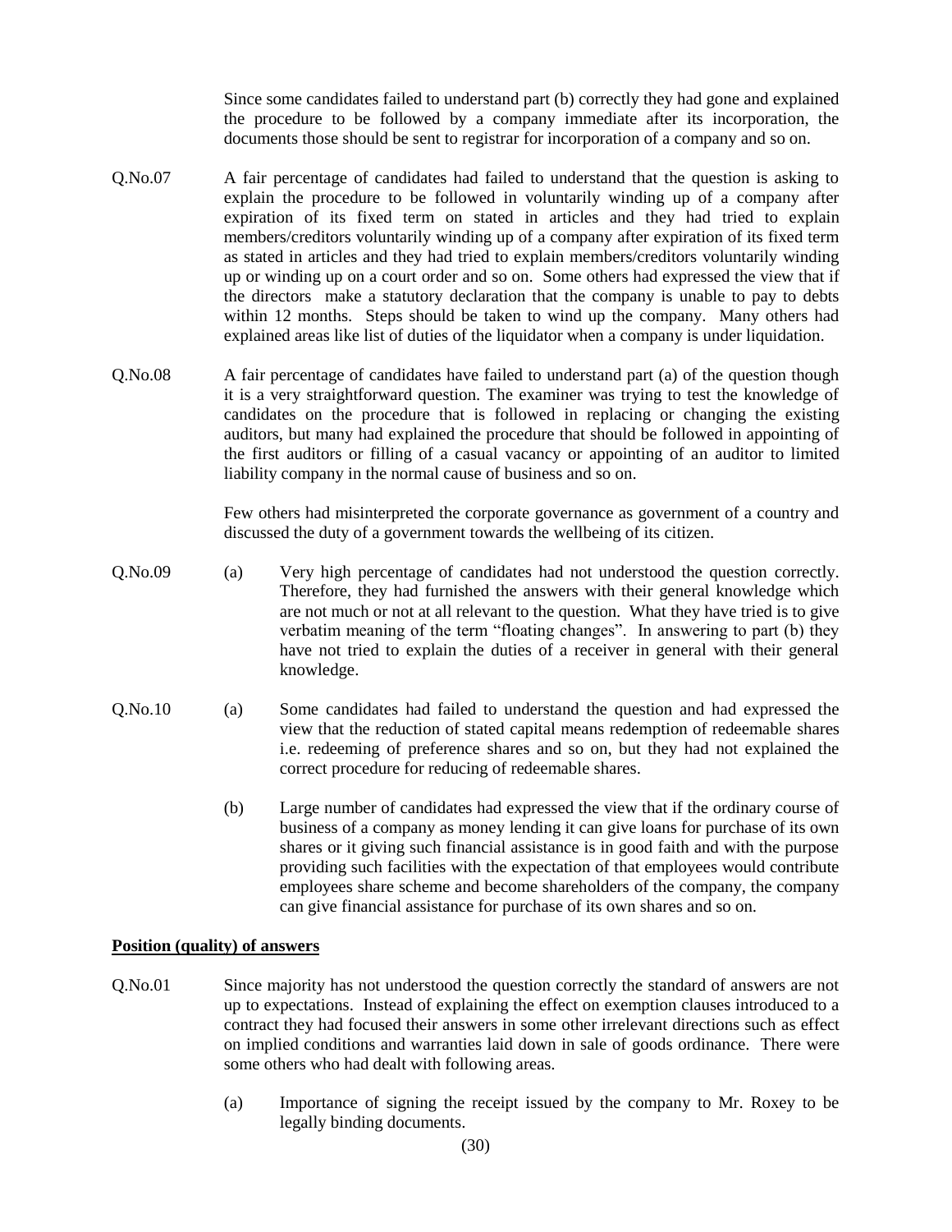Since some candidates failed to understand part (b) correctly they had gone and explained the procedure to be followed by a company immediate after its incorporation, the documents those should be sent to registrar for incorporation of a company and so on.

Q.No.07 A fair percentage of candidates had failed to understand that the question is asking to explain the procedure to be followed in voluntarily winding up of a company after expiration of its fixed term on stated in articles and they had tried to explain members/creditors voluntarily winding up of a company after expiration of its fixed term as stated in articles and they had tried to explain members/creditors voluntarily winding up or winding up on a court order and so on. Some others had expressed the view that if the directors make a statutory declaration that the company is unable to pay to debts within 12 months. Steps should be taken to wind up the company. Many others had explained areas like list of duties of the liquidator when a company is under liquidation.

Q.No.08 A fair percentage of candidates have failed to understand part (a) of the question though it is a very straightforward question. The examiner was trying to test the knowledge of candidates on the procedure that is followed in replacing or changing the existing auditors, but many had explained the procedure that should be followed in appointing of the first auditors or filling of a casual vacancy or appointing of an auditor to limited liability company in the normal cause of business and so on.

Few others had misinterpreted the corporate governance as government of a country and discussed the duty of a government towards the wellbeing of its citizen.

Q.No.09 (a) Very high percentage of candidates had not understood the question correctly. Therefore, they had furnished the answers with their general knowledge which are not much or not at all relevant to the question. What they have tried is to give verbatim meaning of the term "floating changes". In answering to part (b) they have not tried to explain the duties of a receiver in general with their general knowledge.

Q.No.10 (a) Some candidates had failed to understand the question and had expressed the view that the reduction of stated capital means redemption of redeemable shares i.e. redeeming of preference shares and so on, but they had not explained the correct procedure for reducing of redeemable shares.

(b) Large number of candidates had expressed the view that if the ordinary course of business of a company as money lending it can give loans for purchase of its own shares or it giving such financial assistance is in good faith and with the purpose providing such facilities with the expectation of that employees would contribute employees share scheme and become shareholders of the company, the company can give financial assistance for purchase of its own shares and so on.

**Position (quality) of answers**

Q.No.01 Since majority has not understood the question correctly the standard of answers are not up to expectations. Instead of explaining the effect on exemption clauses introduced to a contract they had focused their answers in some other irrelevant directions such as effect on implied conditions and warranties laid down in sale of goods ordinance. There were some others who had dealt with following areas.

(a) Importance of signing the receipt issued by the company to Mr. Roxey to be legally binding documents.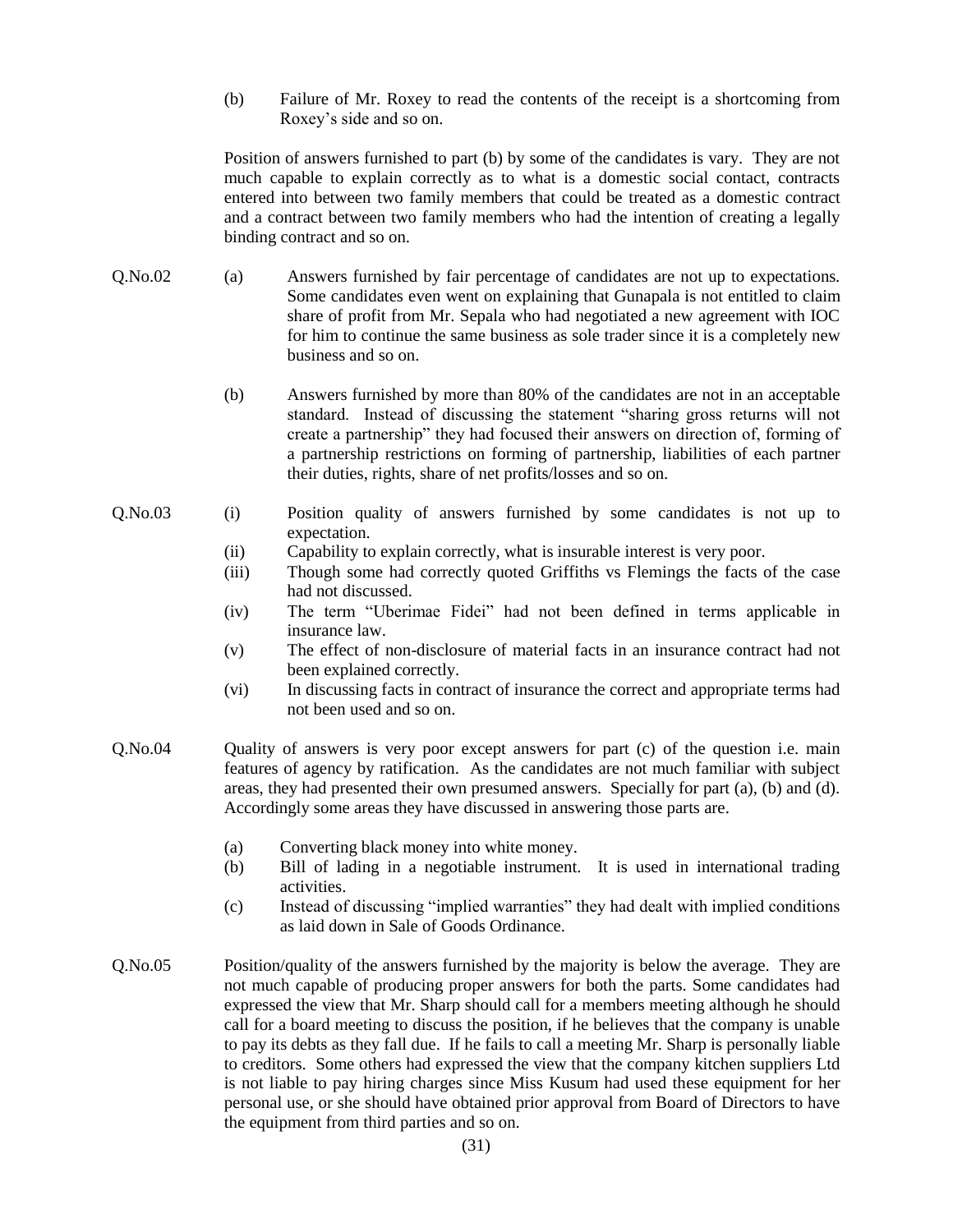(b) Failure of Mr. Roxey to read the contents of the receipt is a shortcoming from Roxey's side and so on.

Position of answers furnished to part (b) by some of the candidates is vary. They are not much capable to explain correctly as to what is a domestic social contact, contracts entered into between two family members that could be treated as a domestic contract and a contract between two family members who had the intention of creating a legally binding contract and so on.

**Q.No.02**

(a) Answers furnished by fair percentage of candidates are not up to expectations. Some candidates even went on explaining that Gunapala is not entitled to claim share of profit from Mr. Sepala who had negotiated a new agreement with IOC for him to continue the same business as sole trader since it is a completely new business and so on.

(b) Answers furnished by more than 80% of the candidates are not in an acceptable standard. Instead of discussing the statement "sharing gross returns will not create a partnership" they had focused their answers on direction of, forming of a partnership restrictions on forming of partnership, liabilities of each partner their duties, rights, share of net profits/losses and so on.

**Q.No.03**

(i) Position quality of answers furnished by some candidates is not up to expectation.
(ii) Capability to explain correctly, what is insurable interest is very poor.
(iii) Though some had correctly quoted Griffiths vs Flemings the facts of the case had not discussed.
(iv) The term "Uberimae Fidei" had not been defined in terms applicable in insurance law.
(v) The effect of non-disclosure of material facts in an insurance contract had not been explained correctly.
(vi) In discussing facts in contract of insurance the correct and appropriate terms had not been used and so on.

**Q.No.04**

Quality of answers is very poor except answers for part (c) of the question i.e. main features of agency by ratification. As the candidates are not much familiar with subject areas, they had presented their own presumed answers. Specially for part (a), (b) and (d). Accordingly some areas they have discussed in answering those parts are.

(a) Converting black money into white money.
(b) Bill of lading in a negotiable instrument. It is used in international trading activities.
(c) Instead of discussing "implied warranties" they had dealt with implied conditions as laid down in Sale of Goods Ordinance.

**Q.No.05**

Position/quality of the answers furnished by the majority is below the average. They are not much capable of producing proper answers for both the parts. Some candidates had expressed the view that Mr. Sharp should call for a members meeting although he should call for a board meeting to discuss the position, if he believes that the company is unable to pay its debts as they fall due. If he fails to call a meeting Mr. Sharp is personally liable to creditors. Some others had expressed the view that the company kitchen suppliers Ltd is not liable to pay hiring charges since Miss Kusum had used these equipment for her personal use, or she should have obtained prior approval from Board of Directors to have the equipment from third parties and so on.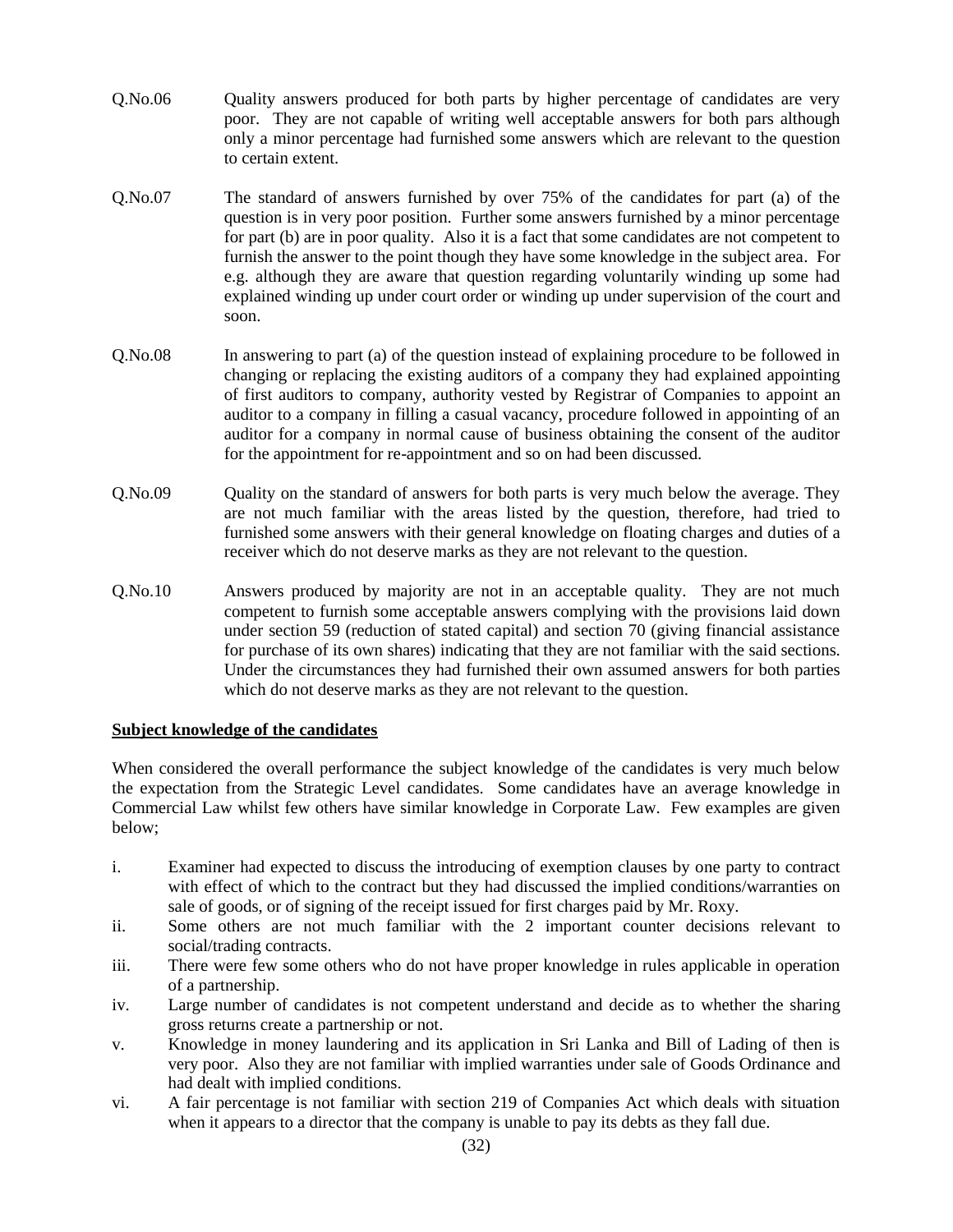Q.No.06 Quality answers produced for both parts by higher percentage of candidates are very poor. They are not capable of writing well acceptable answers for both pars although only a minor percentage had furnished some answers which are relevant to the question to certain extent.

Q.No.07 The standard of answers furnished by over 75% of the candidates for part (a) of the question is in very poor position. Further some answers furnished by a minor percentage for part (b) are in poor quality. Also it is a fact that some candidates are not competent to furnish the answer to the point though they have some knowledge in the subject area. For e.g. although they are aware that question regarding voluntarily winding up some had explained winding up under court order or winding up under supervision of the court and soon.

Q.No.08 In answering to part (a) of the question instead of explaining procedure to be followed in changing or replacing the existing auditors of a company they had explained appointing of first auditors to company, authority vested by Registrar of Companies to appoint an auditor to a company in filling a casual vacancy, procedure followed in appointing of an auditor for a company in normal cause of business obtaining the consent of the auditor for the appointment for re-appointment and so on had been discussed.

Q.No.09 Quality on the standard of answers for both parts is very much below the average. They are not much familiar with the areas listed by the question, therefore, had tried to furnished some answers with their general knowledge on floating charges and duties of a receiver which do not deserve marks as they are not relevant to the question.

Q.No.10 Answers produced by majority are not in an acceptable quality. They are not much competent to furnish some acceptable answers complying with the provisions laid down under section 59 (reduction of stated capital) and section 70 (giving financial assistance for purchase of its own shares) indicating that they are not familiar with the said sections. Under the circumstances they had furnished their own assumed answers for both parties which do not deserve marks as they are not relevant to the question.

**Subject knowledge of the candidates**

When considered the overall performance the subject knowledge of the candidates is very much below the expectation from the Strategic Level candidates. Some candidates have an average knowledge in Commercial Law whilst few others have similar knowledge in Corporate Law. Few examples are given below;

i. Examiner had expected to discuss the introducing of exemption clauses by one party to contract with effect of which to the contract but they had discussed the implied conditions/warranties on sale of goods, or of signing of the receipt issued for first charges paid by Mr. Roxy.

ii. Some others are not much familiar with the 2 important counter decisions relevant to social/trading contracts.

iii. There were few some others who do not have proper knowledge in rules applicable in operation of a partnership.

iv. Large number of candidates is not competent understand and decide as to whether the sharing gross returns create a partnership or not.

v. Knowledge in money laundering and its application in Sri Lanka and Bill of Lading of then is very poor. Also they are not familiar with implied warranties under sale of Goods Ordinance and had dealt with implied conditions.

vi. A fair percentage is not familiar with section 219 of Companies Act which deals with situation when it appears to a director that the company is unable to pay its debts as they fall due.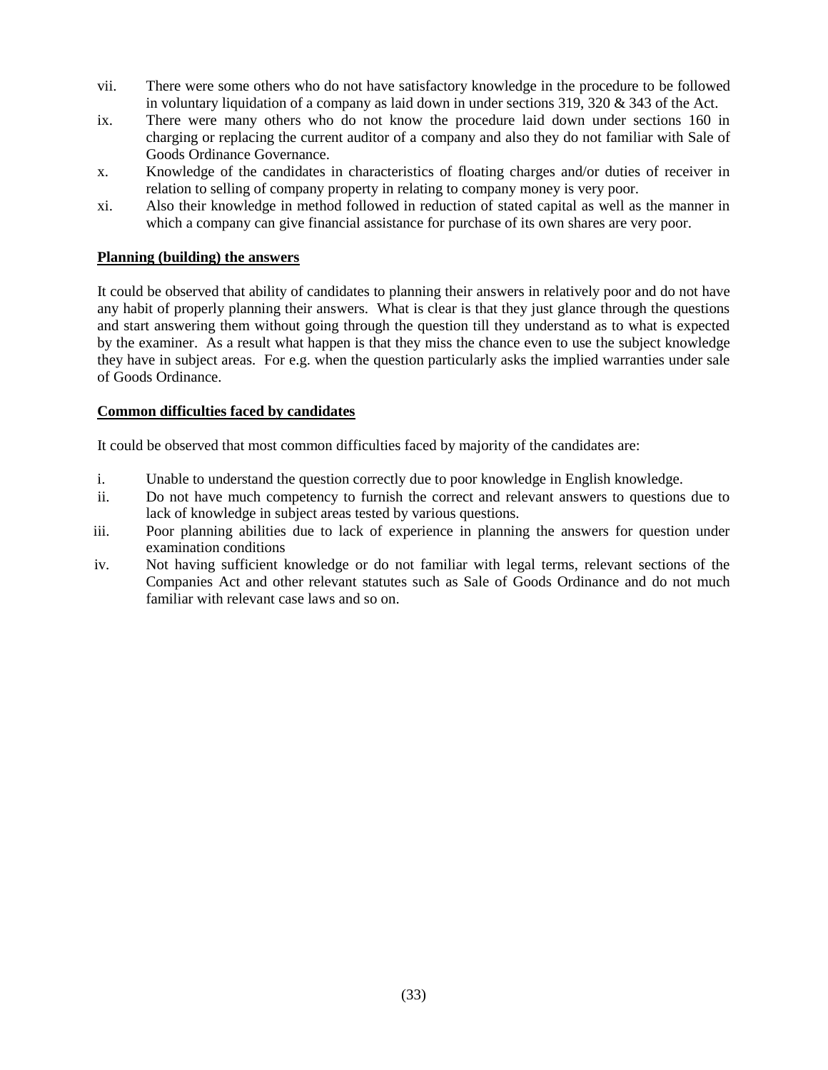vii. There were some others who do not have satisfactory knowledge in the procedure to be followed in voluntary liquidation of a company as laid down in under sections 319, 320 & 343 of the Act.

ix. There were many others who do not know the procedure laid down under sections 160 in charging or replacing the current auditor of a company and also they do not familiar with Sale of Goods Ordinance Governance.

x. Knowledge of the candidates in characteristics of floating charges and/or duties of receiver in relation to selling of company property in relating to company money is very poor.

xi. Also their knowledge in method followed in reduction of stated capital as well as the manner in which a company can give financial assistance for purchase of its own shares are very poor.

**Planning (building) the answers**

It could be observed that ability of candidates to planning their answers in relatively poor and do not have any habit of properly planning their answers. What is clear is that they just glance through the questions and start answering them without going through the question till they understand as to what is expected by the examiner. As a result what happen is that they miss the chance even to use the subject knowledge they have in subject areas. For e.g. when the question particularly asks the implied warranties under sale of Goods Ordinance.

**Common difficulties faced by candidates**

It could be observed that most common difficulties faced by majority of the candidates are:

i. Unable to understand the question correctly due to poor knowledge in English knowledge.

ii. Do not have much competency to furnish the correct and relevant answers to questions due to lack of knowledge in subject areas tested by various questions.

iii. Poor planning abilities due to lack of experience in planning the answers for question under examination conditions

iv. Not having sufficient knowledge or do not familiar with legal terms, relevant sections of the Companies Act and other relevant statutes such as Sale of Goods Ordinance and do not much familiar with relevant case laws and so on.